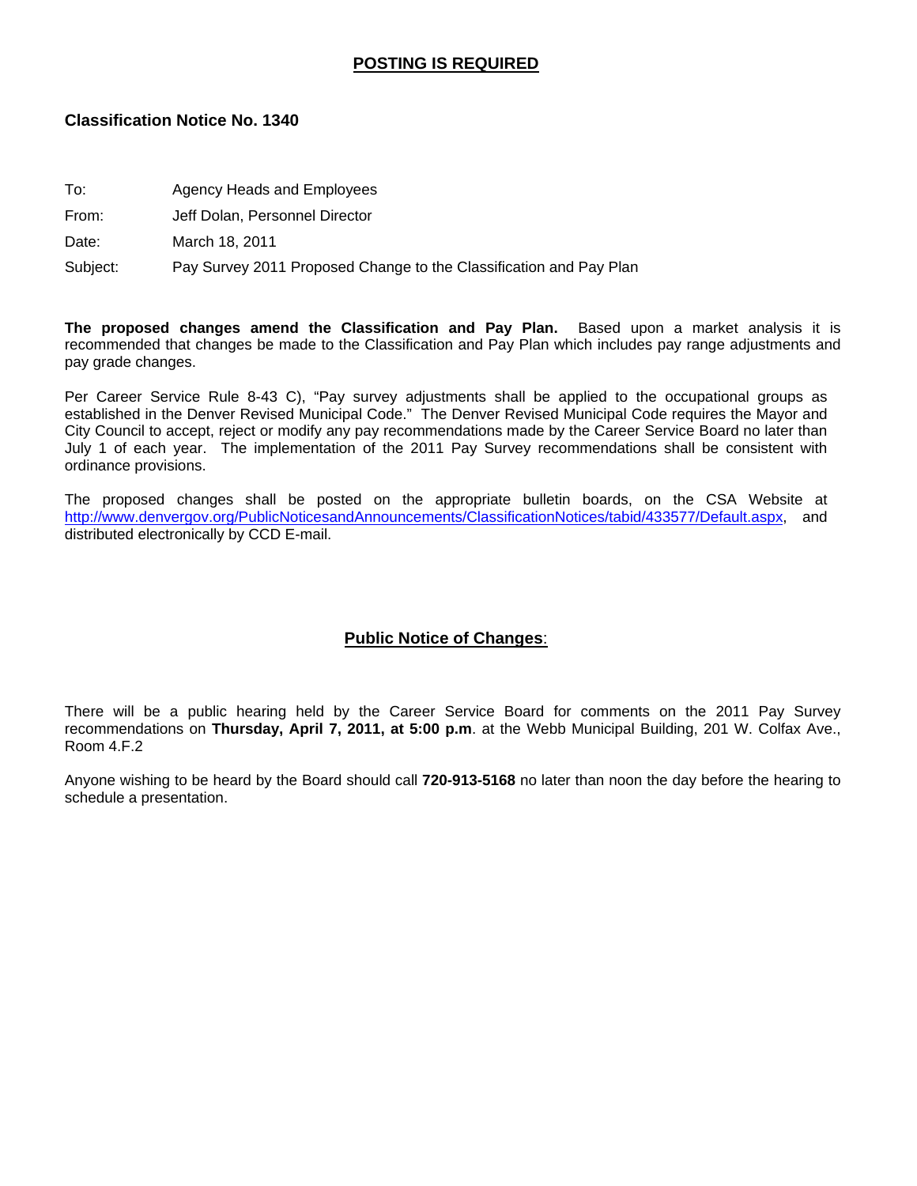**POSTING IS REQUIRED**

## Classification Notice No. 1340

To: Agency Heads and Employees

From: Jeff Dolan, Personnel Director

Date: March 18, 2011

Subject: Pay Survey 2011 Proposed Change to the Classification and Pay Plan

**The proposed changes amend the Classification and Pay Plan.** Based upon a market analysis it is recommended that changes be made to the Classification and Pay Plan which includes pay range adjustments and pay grade changes.

Per Career Service Rule 8-43 C), "Pay survey adjustments shall be applied to the occupational groups as established in the Denver Revised Municipal Code." The Denver Revised Municipal Code requires the Mayor and City Council to accept, reject or modify any pay recommendations made by the Career Service Board no later than July 1 of each year. The implementation of the 2011 Pay Survey recommendations shall be consistent with ordinance provisions.

The proposed changes shall be posted on the appropriate bulletin boards, on the CSA Website at http://www.denvergov.org/PublicNoticesandAnnouncements/ClassificationNotices/tabid/433577/Default.aspx, and distributed electronically by CCD E-mail.

**Public Notice of Changes**:

There will be a public hearing held by the Career Service Board for comments on the 2011 Pay Survey recommendations on **Thursday, April 7, 2011, at 5:00 p.m**. at the Webb Municipal Building, 201 W. Colfax Ave., Room 4.F.2

Anyone wishing to be heard by the Board should call **720-913-5168** no later than noon the day before the hearing to schedule a presentation.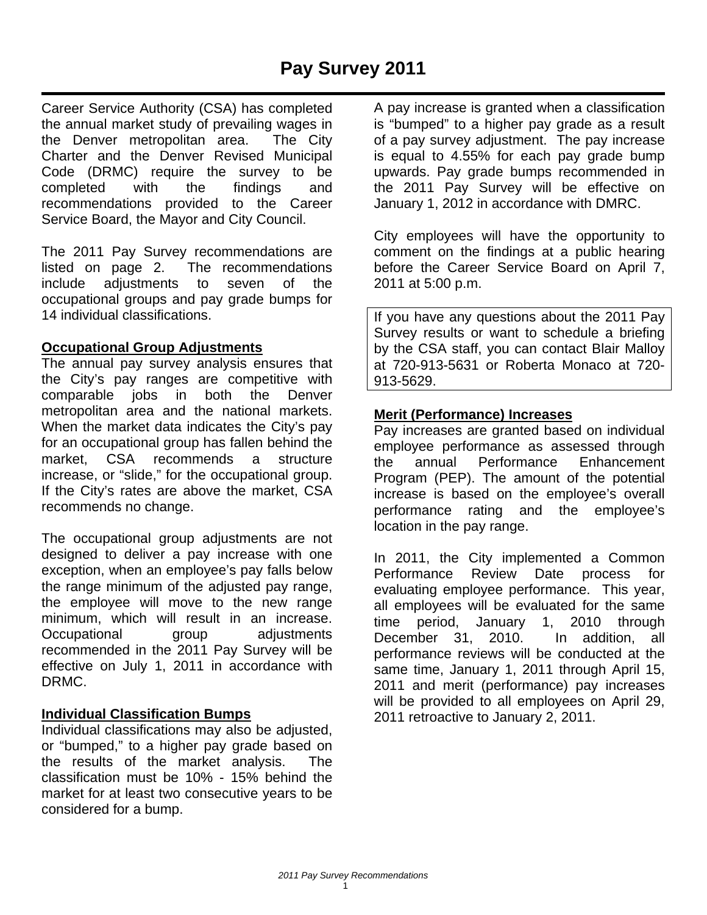# Pay Survey 2011

Career Service Authority (CSA) has completed the annual market study of prevailing wages in the Denver metropolitan area. The City Charter and the Denver Revised Municipal Code (DRMC) require the survey to be completed with the findings and recommendations provided to the Career Service Board, the Mayor and City Council.

The 2011 Pay Survey recommendations are listed on page 2. The recommendations include adjustments to seven of the occupational groups and pay grade bumps for 14 individual classifications.

**Occupational Group Adjustments**

The annual pay survey analysis ensures that the City's pay ranges are competitive with comparable jobs in both the Denver metropolitan area and the national markets. When the market data indicates the City's pay for an occupational group has fallen behind the market, CSA recommends a structure increase, or "slide," for the occupational group. If the City's rates are above the market, CSA recommends no change.

The occupational group adjustments are not designed to deliver a pay increase with one exception, when an employee's pay falls below the range minimum of the adjusted pay range, the employee will move to the new range minimum, which will result in an increase. Occupational group adjustments recommended in the 2011 Pay Survey will be effective on July 1, 2011 in accordance with DRMC.

**Individual Classification Bumps**

Individual classifications may also be adjusted, or "bumped," to a higher pay grade based on the results of the market analysis. The classification must be 10% - 15% behind the market for at least two consecutive years to be considered for a bump.

A pay increase is granted when a classification is "bumped" to a higher pay grade as a result of a pay survey adjustment. The pay increase is equal to 4.55% for each pay grade bump upwards. Pay grade bumps recommended in the 2011 Pay Survey will be effective on January 1, 2012 in accordance with DMRC.

City employees will have the opportunity to comment on the findings at a public hearing before the Career Service Board on April 7, 2011 at 5:00 p.m.

If you have any questions about the 2011 Pay Survey results or want to schedule a briefing by the CSA staff, you can contact Blair Malloy at 720-913-5631 or Roberta Monaco at 720-913-5629.

**Merit (Performance) Increases**

Pay increases are granted based on individual employee performance as assessed through the annual Performance Enhancement Program (PEP). The amount of the potential increase is based on the employee's overall performance rating and the employee's location in the pay range.

In 2011, the City implemented a Common Performance Review Date process for evaluating employee performance. This year, all employees will be evaluated for the same time period, January 1, 2010 through December 31, 2010. In addition, all performance reviews will be conducted at the same time, January 1, 2011 through April 15, 2011 and merit (performance) pay increases will be provided to all employees on April 29, 2011 retroactive to January 2, 2011.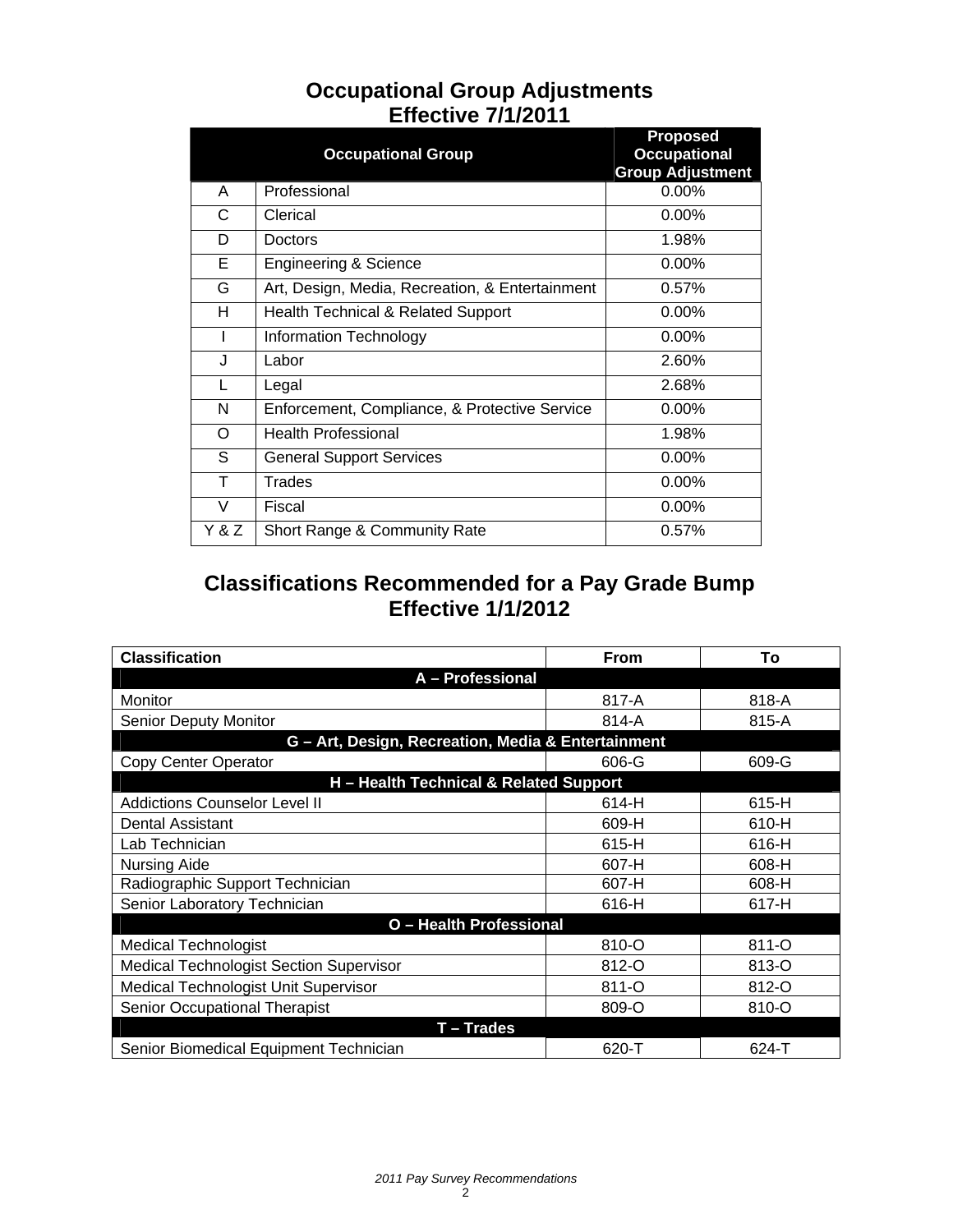## Occupational Group Adjustments Effective 7/1/2011

| Occupational Group | | Proposed Occupational Group Adjustment |
|---|---|---|
| A | Professional | 0.00% |
| C | Clerical | 0.00% |
| D | Doctors | 1.98% |
| E | Engineering & Science | 0.00% |
| G | Art, Design, Media, Recreation, & Entertainment | 0.57% |
| H | Health Technical & Related Support | 0.00% |
| I | Information Technology | 0.00% |
| J | Labor | 2.60% |
| L | Legal | 2.68% |
| N | Enforcement, Compliance, & Protective Service | 0.00% |
| O | Health Professional | 1.98% |
| S | General Support Services | 0.00% |
| T | Trades | 0.00% |
| V | Fiscal | 0.00% |
| Y & Z | Short Range & Community Rate | 0.57% |

## Classifications Recommended for a Pay Grade Bump Effective 1/1/2012

| Classification | From | To |
|---|---|---|
| **A – Professional** | | |
| Monitor | 817-A | 818-A |
| Senior Deputy Monitor | 814-A | 815-A |
| **G – Art, Design, Recreation, Media & Entertainment** | | |
| Copy Center Operator | 606-G | 609-G |
| **H – Health Technical & Related Support** | | |
| Addictions Counselor Level II | 614-H | 615-H |
| Dental Assistant | 609-H | 610-H |
| Lab Technician | 615-H | 616-H |
| Nursing Aide | 607-H | 608-H |
| Radiographic Support Technician | 607-H | 608-H |
| Senior Laboratory Technician | 616-H | 617-H |
| **O – Health Professional** | | |
| Medical Technologist | 810-O | 811-O |
| Medical Technologist Section Supervisor | 812-O | 813-O |
| Medical Technologist Unit Supervisor | 811-O | 812-O |
| Senior Occupational Therapist | 809-O | 810-O |
| **T – Trades** | | |
| Senior Biomedical Equipment Technician | 620-T | 624-T |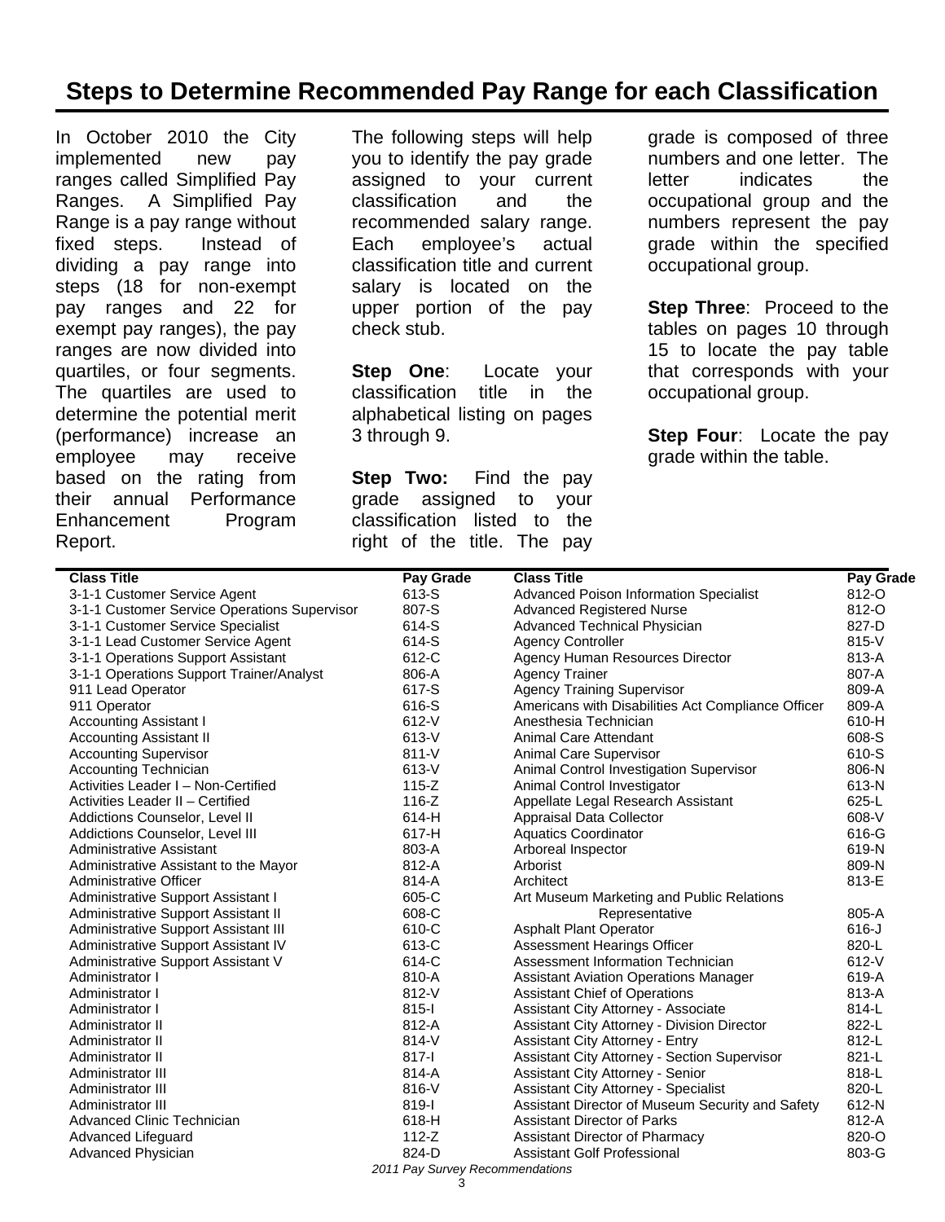## Steps to Determine Recommended Pay Range for each Classification

In October 2010 the City implemented new pay ranges called Simplified Pay Ranges. A Simplified Pay Range is a pay range without fixed steps. Instead of dividing a pay range into steps (18 for non-exempt pay ranges and 22 for exempt pay ranges), the pay ranges are now divided into quartiles, or four segments. The quartiles are used to determine the potential merit (performance) increase an employee may receive based on the rating from their annual Performance Enhancement Program Report.

The following steps will help you to identify the pay grade assigned to your current classification and the recommended salary range. Each employee's actual classification title and current salary is located on the upper portion of the pay check stub.

**Step One**: Locate your classification title in the alphabetical listing on pages 3 through 9.

**Step Two:** Find the pay grade assigned to your classification listed to the right of the title. The pay grade is composed of three numbers and one letter. The letter indicates the occupational group and the numbers represent the pay grade within the specified occupational group.

**Step Three**: Proceed to the tables on pages 10 through 15 to locate the pay table that corresponds with your occupational group.

**Step Four**: Locate the pay grade within the table.

| Class Title | Pay Grade |
|---|---|
| 3-1-1 Customer Service Agent | 613-S |
| 3-1-1 Customer Service Operations Supervisor | 807-S |
| 3-1-1 Customer Service Specialist | 614-S |
| 3-1-1 Lead Customer Service Agent | 614-S |
| 3-1-1 Operations Support Assistant | 612-C |
| 3-1-1 Operations Support Trainer/Analyst | 806-A |
| 911 Lead Operator | 617-S |
| 911 Operator | 616-S |
| Accounting Assistant I | 612-V |
| Accounting Assistant II | 613-V |
| Accounting Supervisor | 811-V |
| Accounting Technician | 613-V |
| Activities Leader I – Non-Certified | 115-Z |
| Activities Leader II – Certified | 116-Z |
| Addictions Counselor, Level II | 614-H |
| Addictions Counselor, Level III | 617-H |
| Administrative Assistant | 803-A |
| Administrative Assistant to the Mayor | 812-A |
| Administrative Officer | 814-A |
| Administrative Support Assistant I | 605-C |
| Administrative Support Assistant II | 608-C |
| Administrative Support Assistant III | 610-C |
| Administrative Support Assistant IV | 613-C |
| Administrative Support Assistant V | 614-C |
| Administrator I | 810-A |
| Administrator I | 812-V |
| Administrator I | 815-I |
| Administrator II | 812-A |
| Administrator II | 814-V |
| Administrator II | 817-I |
| Administrator III | 814-A |
| Administrator III | 816-V |
| Administrator III | 819-I |
| Advanced Clinic Technician | 618-H |
| Advanced Lifeguard | 112-Z |
| Advanced Physician | 824-D |
| Advanced Poison Information Specialist | 812-O |
| Advanced Registered Nurse | 812-O |
| Advanced Technical Physician | 827-D |
| Agency Controller | 815-V |
| Agency Human Resources Director | 813-A |
| Agency Trainer | 807-A |
| Agency Training Supervisor | 809-A |
| Americans with Disabilities Act Compliance Officer | 809-A |
| Anesthesia Technician | 610-H |
| Animal Care Attendant | 608-S |
| Animal Care Supervisor | 610-S |
| Animal Control Investigation Supervisor | 806-N |
| Animal Control Investigator | 613-N |
| Appellate Legal Research Assistant | 625-L |
| Appraisal Data Collector | 608-V |
| Aquatics Coordinator | 616-G |
| Arboreal Inspector | 619-N |
| Arborist | 809-N |
| Architect | 813-E |
| Art Museum Marketing and Public Relations Representative | 805-A |
| Asphalt Plant Operator | 616-J |
| Assessment Hearings Officer | 820-L |
| Assessment Information Technician | 612-V |
| Assistant Aviation Operations Manager | 619-A |
| Assistant Chief of Operations | 813-A |
| Assistant City Attorney - Associate | 814-L |
| Assistant City Attorney - Division Director | 822-L |
| Assistant City Attorney - Entry | 812-L |
| Assistant City Attorney - Section Supervisor | 821-L |
| Assistant City Attorney - Senior | 818-L |
| Assistant City Attorney - Specialist | 820-L |
| Assistant Director of Museum Security and Safety | 612-N |
| Assistant Director of Parks | 812-A |
| Assistant Director of Pharmacy | 820-O |
| Assistant Golf Professional | 803-G |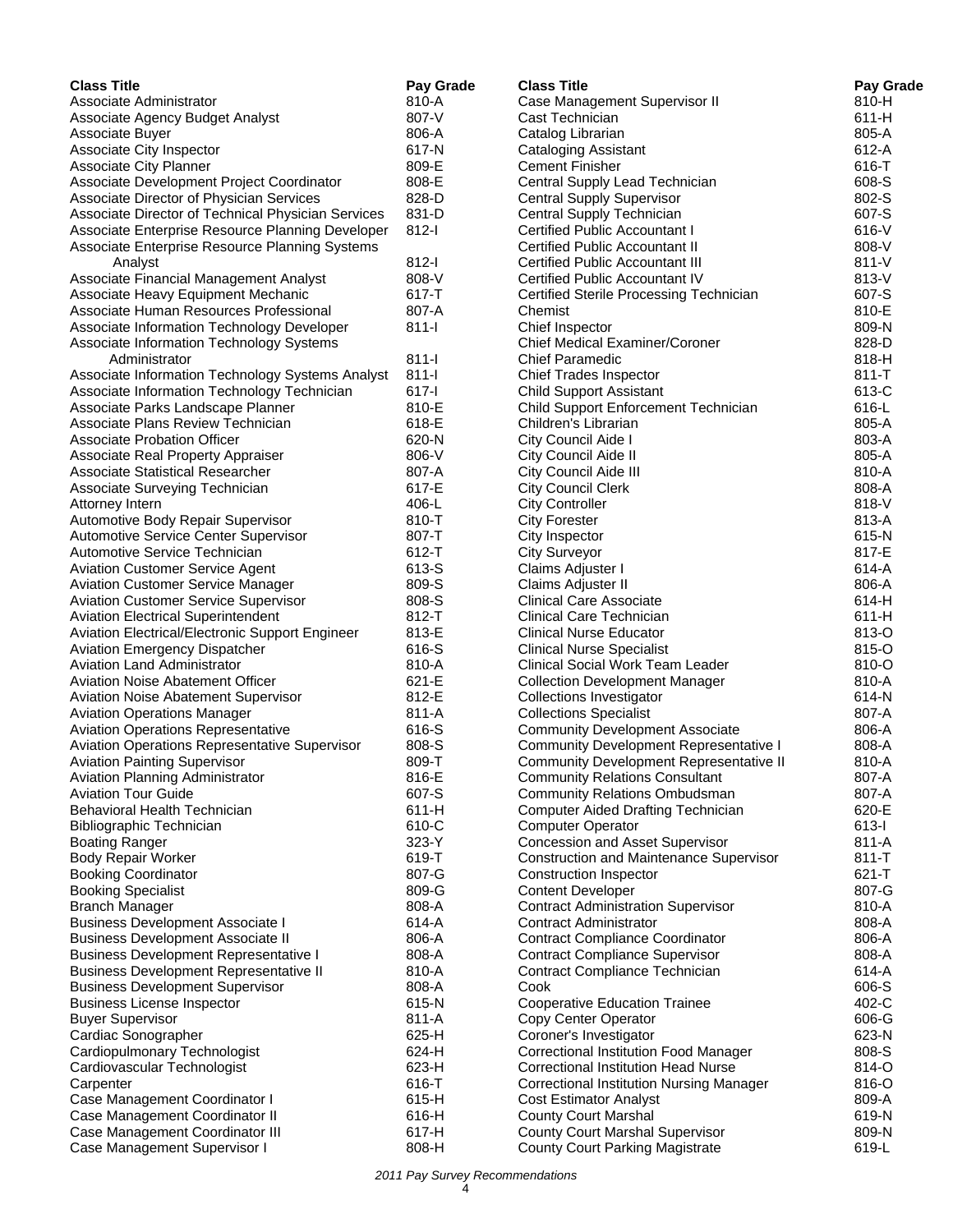| Class Title | Pay Grade |
|---|---|
| Associate Administrator | 810-A |
| Associate Agency Budget Analyst | 807-V |
| Associate Buyer | 806-A |
| Associate City Inspector | 617-N |
| Associate City Planner | 809-E |
| Associate Development Project Coordinator | 808-E |
| Associate Director of Physician Services | 828-D |
| Associate Director of Technical Physician Services | 831-D |
| Associate Enterprise Resource Planning Developer | 812-I |
| Associate Enterprise Resource Planning Systems Analyst | 812-I |
| Associate Financial Management Analyst | 808-V |
| Associate Heavy Equipment Mechanic | 617-T |
| Associate Human Resources Professional | 807-A |
| Associate Information Technology Developer | 811-I |
| Associate Information Technology Systems Administrator | 811-I |
| Associate Information Technology Systems Analyst | 811-I |
| Associate Information Technology Technician | 617-I |
| Associate Parks Landscape Planner | 810-E |
| Associate Plans Review Technician | 618-E |
| Associate Probation Officer | 620-N |
| Associate Real Property Appraiser | 806-V |
| Associate Statistical Researcher | 807-A |
| Associate Surveying Technician | 617-E |
| Attorney Intern | 406-L |
| Automotive Body Repair Supervisor | 810-T |
| Automotive Service Center Supervisor | 807-T |
| Automotive Service Technician | 612-T |
| Aviation Customer Service Agent | 613-S |
| Aviation Customer Service Manager | 809-S |
| Aviation Customer Service Supervisor | 808-S |
| Aviation Electrical Superintendent | 812-T |
| Aviation Electrical/Electronic Support Engineer | 813-E |
| Aviation Emergency Dispatcher | 616-S |
| Aviation Land Administrator | 810-A |
| Aviation Noise Abatement Officer | 621-E |
| Aviation Noise Abatement Supervisor | 812-E |
| Aviation Operations Manager | 811-A |
| Aviation Operations Representative | 616-S |
| Aviation Operations Representative Supervisor | 808-S |
| Aviation Painting Supervisor | 809-T |
| Aviation Planning Administrator | 816-E |
| Aviation Tour Guide | 607-S |
| Behavioral Health Technician | 611-H |
| Bibliographic Technician | 610-C |
| Boating Ranger | 323-Y |
| Body Repair Worker | 619-T |
| Booking Coordinator | 807-G |
| Booking Specialist | 809-G |
| Branch Manager | 808-A |
| Business Development Associate I | 614-A |
| Business Development Associate II | 806-A |
| Business Development Representative I | 808-A |
| Business Development Representative II | 810-A |
| Business Development Supervisor | 808-A |
| Business License Inspector | 615-N |
| Buyer Supervisor | 811-A |
| Cardiac Sonographer | 625-H |
| Cardiopulmonary Technologist | 624-H |
| Cardiovascular Technologist | 623-H |
| Carpenter | 616-T |
| Case Management Coordinator I | 615-H |
| Case Management Coordinator II | 616-H |
| Case Management Coordinator III | 617-H |
| Case Management Supervisor I | 808-H |
| Case Management Supervisor II | 810-H |
| Cast Technician | 611-H |
| Catalog Librarian | 805-A |
| Cataloging Assistant | 612-A |
| Cement Finisher | 616-T |
| Central Supply Lead Technician | 608-S |
| Central Supply Supervisor | 802-S |
| Central Supply Technician | 607-S |
| Certified Public Accountant I | 616-V |
| Certified Public Accountant II | 808-V |
| Certified Public Accountant III | 811-V |
| Certified Public Accountant IV | 813-V |
| Certified Sterile Processing Technician | 607-S |
| Chemist | 810-E |
| Chief Inspector | 809-N |
| Chief Medical Examiner/Coroner | 828-D |
| Chief Paramedic | 818-H |
| Chief Trades Inspector | 811-T |
| Child Support Assistant | 613-C |
| Child Support Enforcement Technician | 616-L |
| Children's Librarian | 805-A |
| City Council Aide I | 803-A |
| City Council Aide II | 805-A |
| City Council Aide III | 810-A |
| City Council Clerk | 808-A |
| City Controller | 818-V |
| City Forester | 813-A |
| City Inspector | 615-N |
| City Surveyor | 817-E |
| Claims Adjuster I | 614-A |
| Claims Adjuster II | 806-A |
| Clinical Care Associate | 614-H |
| Clinical Care Technician | 611-H |
| Clinical Nurse Educator | 813-O |
| Clinical Nurse Specialist | 815-O |
| Clinical Social Work Team Leader | 810-O |
| Collection Development Manager | 810-A |
| Collections Investigator | 614-N |
| Collections Specialist | 807-A |
| Community Development Associate | 806-A |
| Community Development Representative I | 808-A |
| Community Development Representative II | 810-A |
| Community Relations Consultant | 807-A |
| Community Relations Ombudsman | 807-A |
| Computer Aided Drafting Technician | 620-E |
| Computer Operator | 613-I |
| Concession and Asset Supervisor | 811-A |
| Construction and Maintenance Supervisor | 811-T |
| Construction Inspector | 621-T |
| Content Developer | 807-G |
| Contract Administration Supervisor | 810-A |
| Contract Administrator | 808-A |
| Contract Compliance Coordinator | 806-A |
| Contract Compliance Supervisor | 808-A |
| Contract Compliance Technician | 614-A |
| Cook | 606-S |
| Cooperative Education Trainee | 402-C |
| Copy Center Operator | 606-G |
| Coroner's Investigator | 623-N |
| Correctional Institution Food Manager | 808-S |
| Correctional Institution Head Nurse | 814-O |
| Correctional Institution Nursing Manager | 816-O |
| Cost Estimator Analyst | 809-A |
| County Court Marshal | 619-N |
| County Court Marshal Supervisor | 809-N |
| County Court Parking Magistrate | 619-L |

*2011 Pay Survey Recommendations*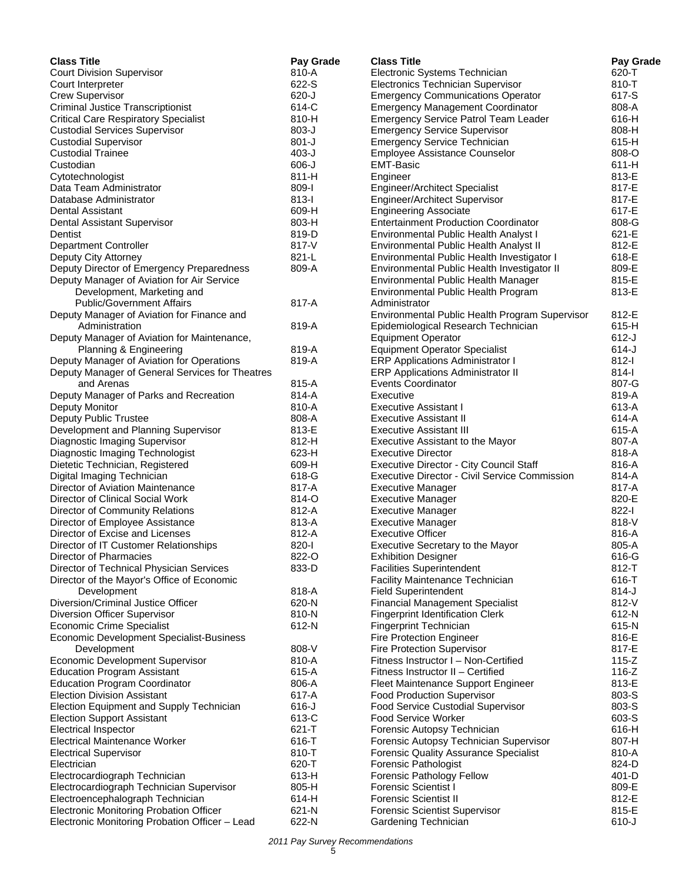| Class Title | Pay Grade |
|---|---|
| Court Division Supervisor | 810-A |
| Court Interpreter | 622-S |
| Crew Supervisor | 620-J |
| Criminal Justice Transcriptionist | 614-C |
| Critical Care Respiratory Specialist | 810-H |
| Custodial Services Supervisor | 803-J |
| Custodial Supervisor | 801-J |
| Custodial Trainee | 403-J |
| Custodian | 606-J |
| Cytotechnologist | 811-H |
| Data Team Administrator | 809-I |
| Database Administrator | 813-I |
| Dental Assistant | 609-H |
| Dental Assistant Supervisor | 803-H |
| Dentist | 819-D |
| Department Controller | 817-V |
| Deputy City Attorney | 821-L |
| Deputy Director of Emergency Preparedness | 809-A |
| Deputy Manager of Aviation for Air Service Development, Marketing and Public/Government Affairs | 817-A |
| Deputy Manager of Aviation for Finance and Administration | 819-A |
| Deputy Manager of Aviation for Maintenance, Planning & Engineering | 819-A |
| Deputy Manager of Aviation for Operations | 819-A |
| Deputy Manager of General Services for Theatres and Arenas | 815-A |
| Deputy Manager of Parks and Recreation | 814-A |
| Deputy Monitor | 810-A |
| Deputy Public Trustee | 808-A |
| Development and Planning Supervisor | 813-E |
| Diagnostic Imaging Supervisor | 812-H |
| Diagnostic Imaging Technologist | 623-H |
| Dietetic Technician, Registered | 609-H |
| Digital Imaging Technician | 618-G |
| Director of Aviation Maintenance | 817-A |
| Director of Clinical Social Work | 814-O |
| Director of Community Relations | 812-A |
| Director of Employee Assistance | 813-A |
| Director of Excise and Licenses | 812-A |
| Director of IT Customer Relationships | 820-I |
| Director of Pharmacies | 822-O |
| Director of Technical Physician Services | 833-D |
| Director of the Mayor's Office of Economic Development | 818-A |
| Diversion/Criminal Justice Officer | 620-N |
| Diversion Officer Supervisor | 810-N |
| Economic Crime Specialist | 612-N |
| Economic Development Specialist-Business Development | 808-V |
| Economic Development Supervisor | 810-A |
| Education Program Assistant | 615-A |
| Education Program Coordinator | 806-A |
| Election Division Assistant | 617-A |
| Election Equipment and Supply Technician | 616-J |
| Election Support Assistant | 613-C |
| Electrical Inspector | 621-T |
| Electrical Maintenance Worker | 616-T |
| Electrical Supervisor | 810-T |
| Electrician | 620-T |
| Electrocardiograph Technician | 613-H |
| Electrocardiograph Technician Supervisor | 805-H |
| Electroencephalograph Technician | 614-H |
| Electronic Monitoring Probation Officer | 621-N |
| Electronic Monitoring Probation Officer – Lead | 622-N |
| Electronic Systems Technician | 620-T |
| Electronics Technician Supervisor | 810-T |
| Emergency Communications Operator | 617-S |
| Emergency Management Coordinator | 808-A |
| Emergency Service Patrol Team Leader | 616-H |
| Emergency Service Supervisor | 808-H |
| Emergency Service Technician | 615-H |
| Employee Assistance Counselor | 808-O |
| EMT-Basic | 611-H |
| Engineer | 813-E |
| Engineer/Architect Specialist | 817-E |
| Engineer/Architect Supervisor | 817-E |
| Engineering Associate | 617-E |
| Entertainment Production Coordinator | 808-G |
| Environmental Public Health Analyst I | 621-E |
| Environmental Public Health Analyst II | 812-E |
| Environmental Public Health Investigator I | 618-E |
| Environmental Public Health Investigator II | 809-E |
| Environmental Public Health Manager | 815-E |
| Environmental Public Health Program Administrator | 813-E |
| Environmental Public Health Program Supervisor | 812-E |
| Epidemiological Research Technician | 615-H |
| Equipment Operator | 612-J |
| Equipment Operator Specialist | 614-J |
| ERP Applications Administrator I | 812-I |
| ERP Applications Administrator II | 814-I |
| Events Coordinator | 807-G |
| Executive | 819-A |
| Executive Assistant I | 613-A |
| Executive Assistant II | 614-A |
| Executive Assistant III | 615-A |
| Executive Assistant to the Mayor | 807-A |
| Executive Director | 818-A |
| Executive Director - City Council Staff | 816-A |
| Executive Director - Civil Service Commission | 814-A |
| Executive Manager | 817-A |
| Executive Manager | 820-E |
| Executive Manager | 822-I |
| Executive Manager | 818-V |
| Executive Officer | 816-A |
| Executive Secretary to the Mayor | 805-A |
| Exhibition Designer | 616-G |
| Facilities Superintendent | 812-T |
| Facility Maintenance Technician | 616-T |
| Field Superintendent | 814-J |
| Financial Management Specialist | 812-V |
| Fingerprint Identification Clerk | 612-N |
| Fingerprint Technician | 615-N |
| Fire Protection Engineer | 816-E |
| Fire Protection Supervisor | 817-E |
| Fitness Instructor I – Non-Certified | 115-Z |
| Fitness Instructor II – Certified | 116-Z |
| Fleet Maintenance Support Engineer | 813-E |
| Food Production Supervisor | 803-S |
| Food Service Custodial Supervisor | 803-S |
| Food Service Worker | 603-S |
| Forensic Autopsy Technician | 616-H |
| Forensic Autopsy Technician Supervisor | 807-H |
| Forensic Quality Assurance Specialist | 810-A |
| Forensic Pathologist | 824-D |
| Forensic Pathology Fellow | 401-D |
| Forensic Scientist I | 809-E |
| Forensic Scientist II | 812-E |
| Forensic Scientist Supervisor | 815-E |
| Gardening Technician | 610-J |

*2011 Pay Survey Recommendations*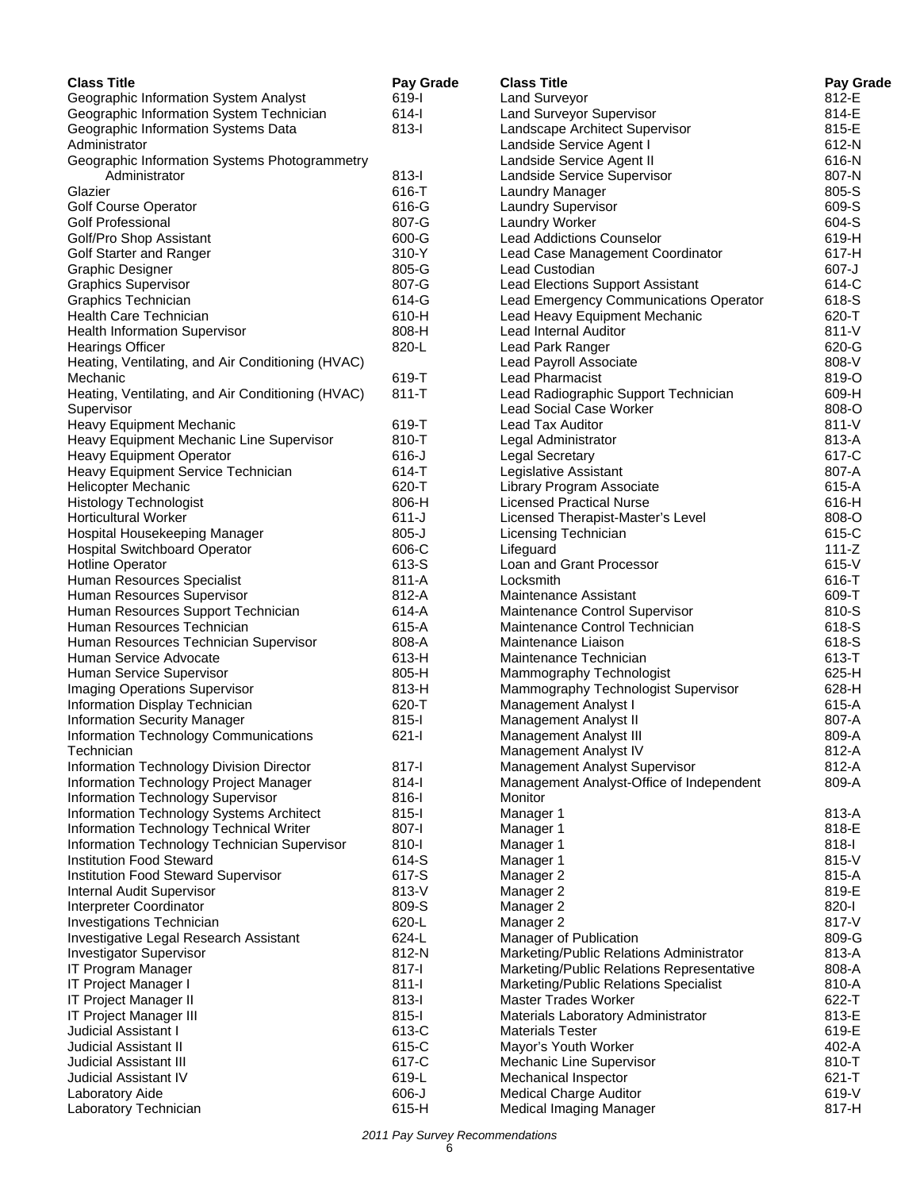| Class Title | Pay Grade |
|---|---|
| Geographic Information System Analyst | 619-I |
| Geographic Information System Technician | 614-I |
| Geographic Information Systems Data Administrator | 813-I |
| Geographic Information Systems Photogrammetry Administrator | 813-I |
| Glazier | 616-T |
| Golf Course Operator | 616-G |
| Golf Professional | 807-G |
| Golf/Pro Shop Assistant | 600-G |
| Golf Starter and Ranger | 310-Y |
| Graphic Designer | 805-G |
| Graphics Supervisor | 807-G |
| Graphics Technician | 614-G |
| Health Care Technician | 610-H |
| Health Information Supervisor | 808-H |
| Hearings Officer | 820-L |
| Heating, Ventilating, and Air Conditioning (HVAC) Mechanic | 619-T |
| Heating, Ventilating, and Air Conditioning (HVAC) Supervisor | 811-T |
| Heavy Equipment Mechanic | 619-T |
| Heavy Equipment Mechanic Line Supervisor | 810-T |
| Heavy Equipment Operator | 616-J |
| Heavy Equipment Service Technician | 614-T |
| Helicopter Mechanic | 620-T |
| Histology Technologist | 806-H |
| Horticultural Worker | 611-J |
| Hospital Housekeeping Manager | 805-J |
| Hospital Switchboard Operator | 606-C |
| Hotline Operator | 613-S |
| Human Resources Specialist | 811-A |
| Human Resources Supervisor | 812-A |
| Human Resources Support Technician | 614-A |
| Human Resources Technician | 615-A |
| Human Resources Technician Supervisor | 808-A |
| Human Service Advocate | 613-H |
| Human Service Supervisor | 805-H |
| Imaging Operations Supervisor | 813-H |
| Information Display Technician | 620-T |
| Information Security Manager | 815-I |
| Information Technology Communications Technician | 621-I |
| Information Technology Division Director | 817-I |
| Information Technology Project Manager | 814-I |
| Information Technology Supervisor | 816-I |
| Information Technology Systems Architect | 815-I |
| Information Technology Technical Writer | 807-I |
| Information Technology Technician Supervisor | 810-I |
| Institution Food Steward | 614-S |
| Institution Food Steward Supervisor | 617-S |
| Internal Audit Supervisor | 813-V |
| Interpreter Coordinator | 809-S |
| Investigations Technician | 620-L |
| Investigative Legal Research Assistant | 624-L |
| Investigator Supervisor | 812-N |
| IT Program Manager | 817-I |
| IT Project Manager I | 811-I |
| IT Project Manager II | 813-I |
| IT Project Manager III | 815-I |
| Judicial Assistant I | 613-C |
| Judicial Assistant II | 615-C |
| Judicial Assistant III | 617-C |
| Judicial Assistant IV | 619-L |
| Laboratory Aide | 606-J |
| Laboratory Technician | 615-H |
| Land Surveyor | 812-E |
| Land Surveyor Supervisor | 814-E |
| Landscape Architect Supervisor | 815-E |
| Landside Service Agent I | 612-N |
| Landside Service Agent II | 616-N |
| Landside Service Supervisor | 807-N |
| Laundry Manager | 805-S |
| Laundry Supervisor | 609-S |
| Laundry Worker | 604-S |
| Lead Addictions Counselor | 619-H |
| Lead Case Management Coordinator | 617-H |
| Lead Custodian | 607-J |
| Lead Elections Support Assistant | 614-C |
| Lead Emergency Communications Operator | 618-S |
| Lead Heavy Equipment Mechanic | 620-T |
| Lead Internal Auditor | 811-V |
| Lead Park Ranger | 620-G |
| Lead Payroll Associate | 808-V |
| Lead Pharmacist | 819-O |
| Lead Radiographic Support Technician | 609-H |
| Lead Social Case Worker | 808-O |
| Lead Tax Auditor | 811-V |
| Legal Administrator | 813-A |
| Legal Secretary | 617-C |
| Legislative Assistant | 807-A |
| Library Program Associate | 615-A |
| Licensed Practical Nurse | 616-H |
| Licensed Therapist-Master's Level | 808-O |
| Licensing Technician | 615-C |
| Lifeguard | 111-Z |
| Loan and Grant Processor | 615-V |
| Locksmith | 616-T |
| Maintenance Assistant | 609-T |
| Maintenance Control Supervisor | 810-S |
| Maintenance Control Technician | 618-S |
| Maintenance Liaison | 618-S |
| Maintenance Technician | 613-T |
| Mammography Technologist | 625-H |
| Mammography Technologist Supervisor | 628-H |
| Management Analyst I | 615-A |
| Management Analyst II | 807-A |
| Management Analyst III | 809-A |
| Management Analyst IV | 812-A |
| Management Analyst Supervisor | 812-A |
| Management Analyst-Office of Independent Monitor | 809-A |
| Manager 1 | 813-A |
| Manager 1 | 818-E |
| Manager 1 | 818-I |
| Manager 1 | 815-V |
| Manager 2 | 815-A |
| Manager 2 | 819-E |
| Manager 2 | 820-I |
| Manager 2 | 817-V |
| Manager of Publication | 809-G |
| Marketing/Public Relations Administrator | 813-A |
| Marketing/Public Relations Representative | 808-A |
| Marketing/Public Relations Specialist | 810-A |
| Master Trades Worker | 622-T |
| Materials Laboratory Administrator | 813-E |
| Materials Tester | 619-E |
| Mayor's Youth Worker | 402-A |
| Mechanic Line Supervisor | 810-T |
| Mechanical Inspector | 621-T |
| Medical Charge Auditor | 619-V |
| Medical Imaging Manager | 817-H |

*2011 Pay Survey Recommendations*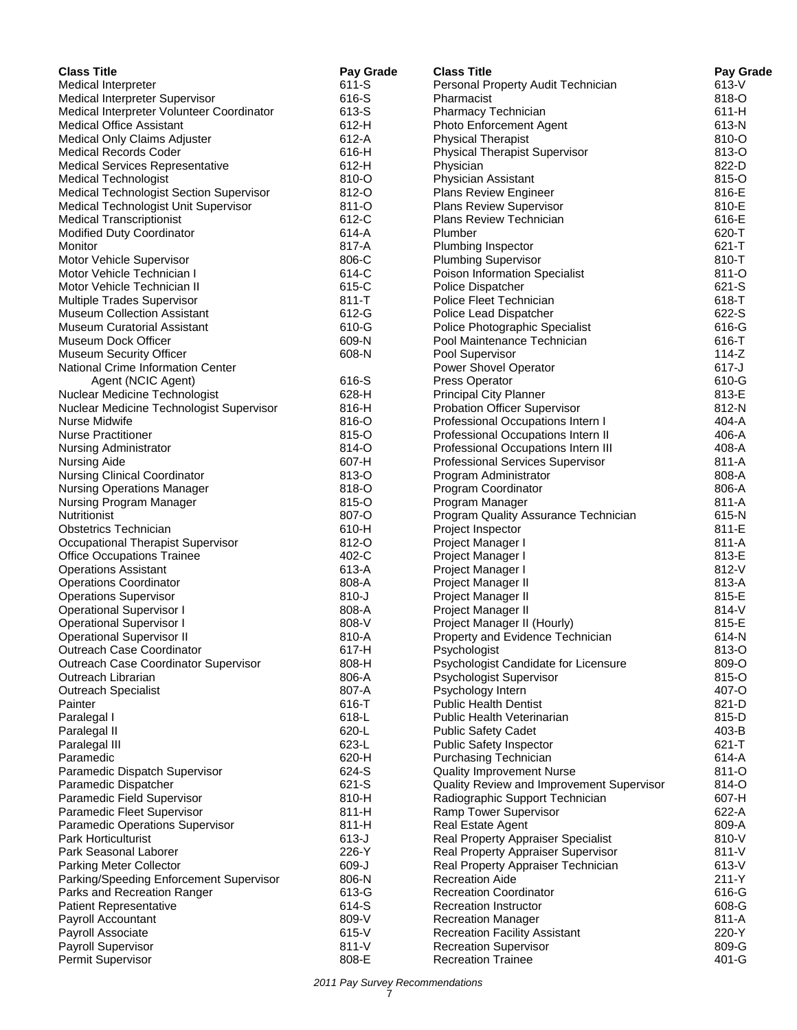| Class Title | Pay Grade | Class Title | Pay Grade |
|---|---|---|---|
| Medical Interpreter | 611-S | Personal Property Audit Technician | 613-V |
| Medical Interpreter Supervisor | 616-S | Pharmacist | 818-O |
| Medical Interpreter Volunteer Coordinator | 613-S | Pharmacy Technician | 611-H |
| Medical Office Assistant | 612-H | Photo Enforcement Agent | 613-N |
| Medical Only Claims Adjuster | 612-A | Physical Therapist | 810-O |
| Medical Records Coder | 616-H | Physical Therapist Supervisor | 813-O |
| Medical Services Representative | 612-H | Physician | 822-D |
| Medical Technologist | 810-O | Physician Assistant | 815-O |
| Medical Technologist Section Supervisor | 812-O | Plans Review Engineer | 816-E |
| Medical Technologist Unit Supervisor | 811-O | Plans Review Supervisor | 810-E |
| Medical Transcriptionist | 612-C | Plans Review Technician | 616-E |
| Modified Duty Coordinator | 614-A | Plumber | 620-T |
| Monitor | 817-A | Plumbing Inspector | 621-T |
| Motor Vehicle Supervisor | 806-C | Plumbing Supervisor | 810-T |
| Motor Vehicle Technician I | 614-C | Poison Information Specialist | 811-O |
| Motor Vehicle Technician II | 615-C | Police Dispatcher | 621-S |
| Multiple Trades Supervisor | 811-T | Police Fleet Technician | 618-T |
| Museum Collection Assistant | 612-G | Police Lead Dispatcher | 622-S |
| Museum Curatorial Assistant | 610-G | Police Photographic Specialist | 616-G |
| Museum Dock Officer | 609-N | Pool Maintenance Technician | 616-T |
| Museum Security Officer | 608-N | Pool Supervisor | 114-Z |
| National Crime Information Center Agent (NCIC Agent) | 616-S | Power Shovel Operator | 617-J |
| | | Press Operator | 610-G |
| Nuclear Medicine Technologist | 628-H | Principal City Planner | 813-E |
| Nuclear Medicine Technologist Supervisor | 816-H | Probation Officer Supervisor | 812-N |
| Nurse Midwife | 816-O | Professional Occupations Intern I | 404-A |
| Nurse Practitioner | 815-O | Professional Occupations Intern II | 406-A |
| Nursing Administrator | 814-O | Professional Occupations Intern III | 408-A |
| Nursing Aide | 607-H | Professional Services Supervisor | 811-A |
| Nursing Clinical Coordinator | 813-O | Program Administrator | 808-A |
| Nursing Operations Manager | 818-O | Program Coordinator | 806-A |
| Nursing Program Manager | 815-O | Program Manager | 811-A |
| Nutritionist | 807-O | Program Quality Assurance Technician | 615-N |
| Obstetrics Technician | 610-H | Project Inspector | 811-E |
| Occupational Therapist Supervisor | 812-O | Project Manager I | 811-A |
| Office Occupations Trainee | 402-C | Project Manager I | 813-E |
| Operations Assistant | 613-A | Project Manager I | 812-V |
| Operations Coordinator | 808-A | Project Manager II | 813-A |
| Operations Supervisor | 810-J | Project Manager II | 815-E |
| Operational Supervisor I | 808-A | Project Manager II | 814-V |
| Operational Supervisor I | 808-V | Project Manager II (Hourly) | 815-E |
| Operational Supervisor II | 810-A | Property and Evidence Technician | 614-N |
| Outreach Case Coordinator | 617-H | Psychologist | 813-O |
| Outreach Case Coordinator Supervisor | 808-H | Psychologist Candidate for Licensure | 809-O |
| Outreach Librarian | 806-A | Psychologist Supervisor | 815-O |
| Outreach Specialist | 807-A | Psychology Intern | 407-O |
| Painter | 616-T | Public Health Dentist | 821-D |
| Paralegal I | 618-L | Public Health Veterinarian | 815-D |
| Paralegal II | 620-L | Public Safety Cadet | 403-B |
| Paralegal III | 623-L | Public Safety Inspector | 621-T |
| Paramedic | 620-H | Purchasing Technician | 614-A |
| Paramedic Dispatch Supervisor | 624-S | Quality Improvement Nurse | 811-O |
| Paramedic Dispatcher | 621-S | Quality Review and Improvement Supervisor | 814-O |
| Paramedic Field Supervisor | 810-H | Radiographic Support Technician | 607-H |
| Paramedic Fleet Supervisor | 811-H | Ramp Tower Supervisor | 622-A |
| Paramedic Operations Supervisor | 811-H | Real Estate Agent | 809-A |
| Park Horticulturist | 613-J | Real Property Appraiser Specialist | 810-V |
| Park Seasonal Laborer | 226-Y | Real Property Appraiser Supervisor | 811-V |
| Parking Meter Collector | 609-J | Real Property Appraiser Technician | 613-V |
| Parking/Speeding Enforcement Supervisor | 806-N | Recreation Aide | 211-Y |
| Parks and Recreation Ranger | 613-G | Recreation Coordinator | 616-G |
| Patient Representative | 614-S | Recreation Instructor | 608-G |
| Payroll Accountant | 809-V | Recreation Manager | 811-A |
| Payroll Associate | 615-V | Recreation Facility Assistant | 220-Y |
| Payroll Supervisor | 811-V | Recreation Supervisor | 809-G |
| Permit Supervisor | 808-E | Recreation Trainee | 401-G |

*2011 Pay Survey Recommendations*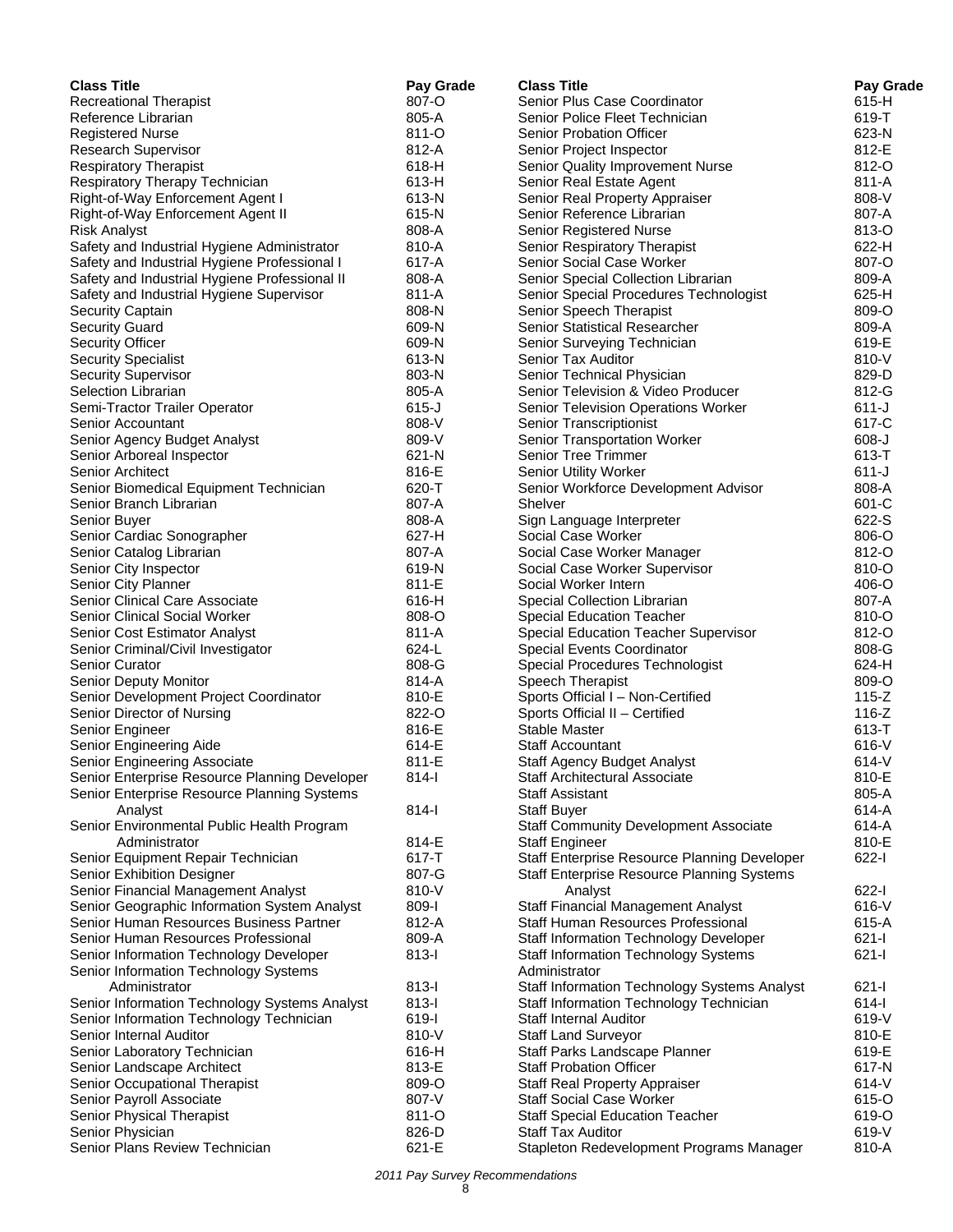| Class Title | Pay Grade |
|---|---|
| Recreational Therapist | 807-O |
| Reference Librarian | 805-A |
| Registered Nurse | 811-O |
| Research Supervisor | 812-A |
| Respiratory Therapist | 618-H |
| Respiratory Therapy Technician | 613-H |
| Right-of-Way Enforcement Agent I | 613-N |
| Right-of-Way Enforcement Agent II | 615-N |
| Risk Analyst | 808-A |
| Safety and Industrial Hygiene Administrator | 810-A |
| Safety and Industrial Hygiene Professional I | 617-A |
| Safety and Industrial Hygiene Professional II | 808-A |
| Safety and Industrial Hygiene Supervisor | 811-A |
| Security Captain | 808-N |
| Security Guard | 609-N |
| Security Officer | 609-N |
| Security Specialist | 613-N |
| Security Supervisor | 803-N |
| Selection Librarian | 805-A |
| Semi-Tractor Trailer Operator | 615-J |
| Senior Accountant | 808-V |
| Senior Agency Budget Analyst | 809-V |
| Senior Arboreal Inspector | 621-N |
| Senior Architect | 816-E |
| Senior Biomedical Equipment Technician | 620-T |
| Senior Branch Librarian | 807-A |
| Senior Buyer | 808-A |
| Senior Cardiac Sonographer | 627-H |
| Senior Catalog Librarian | 807-A |
| Senior City Inspector | 619-N |
| Senior City Planner | 811-E |
| Senior Clinical Care Associate | 616-H |
| Senior Clinical Social Worker | 808-O |
| Senior Cost Estimator Analyst | 811-A |
| Senior Criminal/Civil Investigator | 624-L |
| Senior Curator | 808-G |
| Senior Deputy Monitor | 814-A |
| Senior Development Project Coordinator | 810-E |
| Senior Director of Nursing | 822-O |
| Senior Engineer | 816-E |
| Senior Engineering Aide | 614-E |
| Senior Engineering Associate | 811-E |
| Senior Enterprise Resource Planning Developer | 814-I |
| Senior Enterprise Resource Planning Systems Analyst | 814-I |
| Senior Environmental Public Health Program Administrator | 814-E |
| Senior Equipment Repair Technician | 617-T |
| Senior Exhibition Designer | 807-G |
| Senior Financial Management Analyst | 810-V |
| Senior Geographic Information System Analyst | 809-I |
| Senior Human Resources Business Partner | 812-A |
| Senior Human Resources Professional | 809-A |
| Senior Information Technology Developer | 813-I |
| Senior Information Technology Systems Administrator | 813-I |
| Senior Information Technology Systems Analyst | 813-I |
| Senior Information Technology Technician | 619-I |
| Senior Internal Auditor | 810-V |
| Senior Laboratory Technician | 616-H |
| Senior Landscape Architect | 813-E |
| Senior Occupational Therapist | 809-O |
| Senior Payroll Associate | 807-V |
| Senior Physical Therapist | 811-O |
| Senior Physician | 826-D |
| Senior Plans Review Technician | 621-E |
| Senior Plus Case Coordinator | 615-H |
| Senior Police Fleet Technician | 619-T |
| Senior Probation Officer | 623-N |
| Senior Project Inspector | 812-E |
| Senior Quality Improvement Nurse | 812-O |
| Senior Real Estate Agent | 811-A |
| Senior Real Property Appraiser | 808-V |
| Senior Reference Librarian | 807-A |
| Senior Registered Nurse | 813-O |
| Senior Respiratory Therapist | 622-H |
| Senior Social Case Worker | 807-O |
| Senior Special Collection Librarian | 809-A |
| Senior Special Procedures Technologist | 625-H |
| Senior Speech Therapist | 809-O |
| Senior Statistical Researcher | 809-A |
| Senior Surveying Technician | 619-E |
| Senior Tax Auditor | 810-V |
| Senior Technical Physician | 829-D |
| Senior Television & Video Producer | 812-G |
| Senior Television Operations Worker | 611-J |
| Senior Transcriptionist | 617-C |
| Senior Transportation Worker | 608-J |
| Senior Tree Trimmer | 613-T |
| Senior Utility Worker | 611-J |
| Senior Workforce Development Advisor | 808-A |
| Shelver | 601-C |
| Sign Language Interpreter | 622-S |
| Social Case Worker | 806-O |
| Social Case Worker Manager | 812-O |
| Social Case Worker Supervisor | 810-O |
| Social Worker Intern | 406-O |
| Special Collection Librarian | 807-A |
| Special Education Teacher | 810-O |
| Special Education Teacher Supervisor | 812-O |
| Special Events Coordinator | 808-G |
| Special Procedures Technologist | 624-H |
| Speech Therapist | 809-O |
| Sports Official I – Non-Certified | 115-Z |
| Sports Official II – Certified | 116-Z |
| Stable Master | 613-T |
| Staff Accountant | 616-V |
| Staff Agency Budget Analyst | 614-V |
| Staff Architectural Associate | 810-E |
| Staff Assistant | 805-A |
| Staff Buyer | 614-A |
| Staff Community Development Associate | 614-A |
| Staff Engineer | 810-E |
| Staff Enterprise Resource Planning Developer | 622-I |
| Staff Enterprise Resource Planning Systems Analyst | 622-I |
| Staff Financial Management Analyst | 616-V |
| Staff Human Resources Professional | 615-A |
| Staff Information Technology Developer | 621-I |
| Staff Information Technology Systems Administrator | 621-I |
| Staff Information Technology Systems Analyst | 621-I |
| Staff Information Technology Technician | 614-I |
| Staff Internal Auditor | 619-V |
| Staff Land Surveyor | 810-E |
| Staff Parks Landscape Planner | 619-E |
| Staff Probation Officer | 617-N |
| Staff Real Property Appraiser | 614-V |
| Staff Social Case Worker | 615-O |
| Staff Special Education Teacher | 619-O |
| Staff Tax Auditor | 619-V |
| Stapleton Redevelopment Programs Manager | 810-A |

*2011 Pay Survey Recommendations*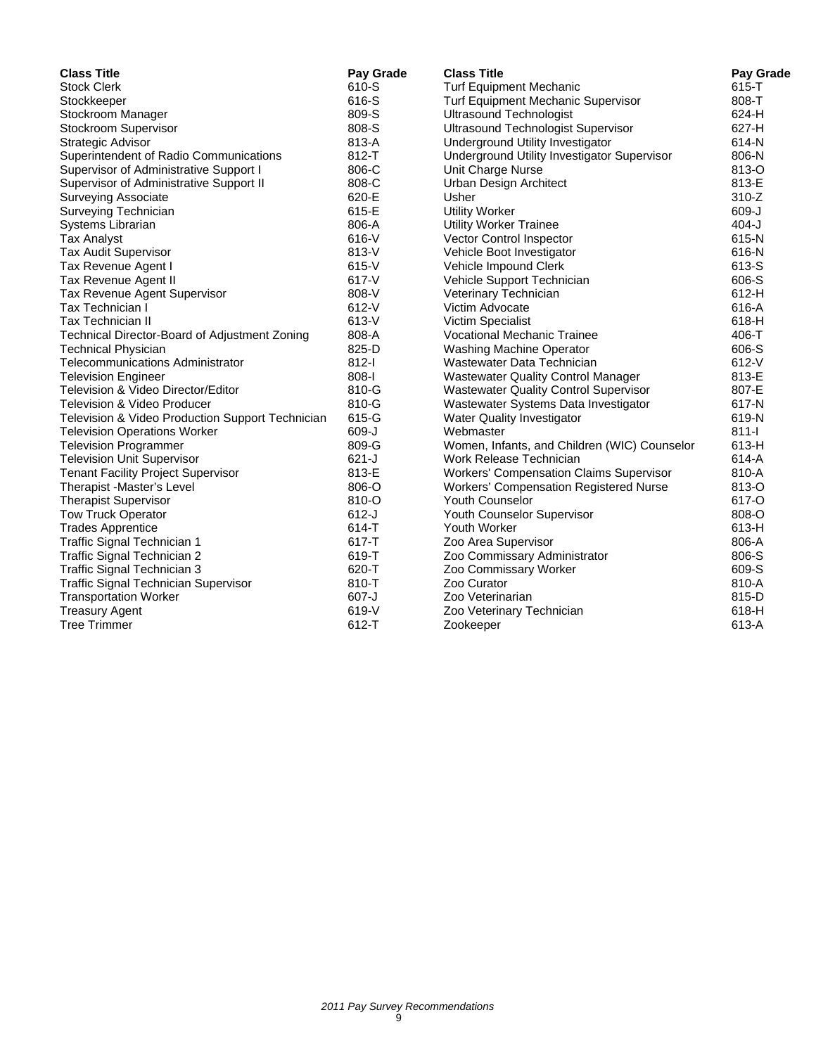| Class Title | Pay Grade |
|---|---|
| Stock Clerk | 610-S |
| Stockkeeper | 616-S |
| Stockroom Manager | 809-S |
| Stockroom Supervisor | 808-S |
| Strategic Advisor | 813-A |
| Superintendent of Radio Communications | 812-T |
| Supervisor of Administrative Support I | 806-C |
| Supervisor of Administrative Support II | 808-C |
| Surveying Associate | 620-E |
| Surveying Technician | 615-E |
| Systems Librarian | 806-A |
| Tax Analyst | 616-V |
| Tax Audit Supervisor | 813-V |
| Tax Revenue Agent I | 615-V |
| Tax Revenue Agent II | 617-V |
| Tax Revenue Agent Supervisor | 808-V |
| Tax Technician I | 612-V |
| Tax Technician II | 613-V |
| Technical Director-Board of Adjustment Zoning | 808-A |
| Technical Physician | 825-D |
| Telecommunications Administrator | 812-I |
| Television Engineer | 808-I |
| Television & Video Director/Editor | 810-G |
| Television & Video Producer | 810-G |
| Television & Video Production Support Technician | 615-G |
| Television Operations Worker | 609-J |
| Television Programmer | 809-G |
| Television Unit Supervisor | 621-J |
| Tenant Facility Project Supervisor | 813-E |
| Therapist -Master's Level | 806-O |
| Therapist Supervisor | 810-O |
| Tow Truck Operator | 612-J |
| Trades Apprentice | 614-T |
| Traffic Signal Technician 1 | 617-T |
| Traffic Signal Technician 2 | 619-T |
| Traffic Signal Technician 3 | 620-T |
| Traffic Signal Technician Supervisor | 810-T |
| Transportation Worker | 607-J |
| Treasury Agent | 619-V |
| Tree Trimmer | 612-T |
| Turf Equipment Mechanic | 615-T |
| Turf Equipment Mechanic Supervisor | 808-T |
| Ultrasound Technologist | 624-H |
| Ultrasound Technologist Supervisor | 627-H |
| Underground Utility Investigator | 614-N |
| Underground Utility Investigator Supervisor | 806-N |
| Unit Charge Nurse | 813-O |
| Urban Design Architect | 813-E |
| Usher | 310-Z |
| Utility Worker | 609-J |
| Utility Worker Trainee | 404-J |
| Vector Control Inspector | 615-N |
| Vehicle Boot Investigator | 616-N |
| Vehicle Impound Clerk | 613-S |
| Vehicle Support Technician | 606-S |
| Veterinary Technician | 612-H |
| Victim Advocate | 616-A |
| Victim Specialist | 618-H |
| Vocational Mechanic Trainee | 406-T |
| Washing Machine Operator | 606-S |
| Wastewater Data Technician | 612-V |
| Wastewater Quality Control Manager | 813-E |
| Wastewater Quality Control Supervisor | 807-E |
| Wastewater Systems Data Investigator | 617-N |
| Water Quality Investigator | 619-N |
| Webmaster | 811-I |
| Women, Infants, and Children (WIC) Counselor | 613-H |
| Work Release Technician | 614-A |
| Workers' Compensation Claims Supervisor | 810-A |
| Workers' Compensation Registered Nurse | 813-O |
| Youth Counselor | 617-O |
| Youth Counselor Supervisor | 808-O |
| Youth Worker | 613-H |
| Zoo Area Supervisor | 806-A |
| Zoo Commissary Administrator | 806-S |
| Zoo Commissary Worker | 609-S |
| Zoo Curator | 810-A |
| Zoo Veterinarian | 815-D |
| Zoo Veterinary Technician | 618-H |
| Zookeeper | 613-A |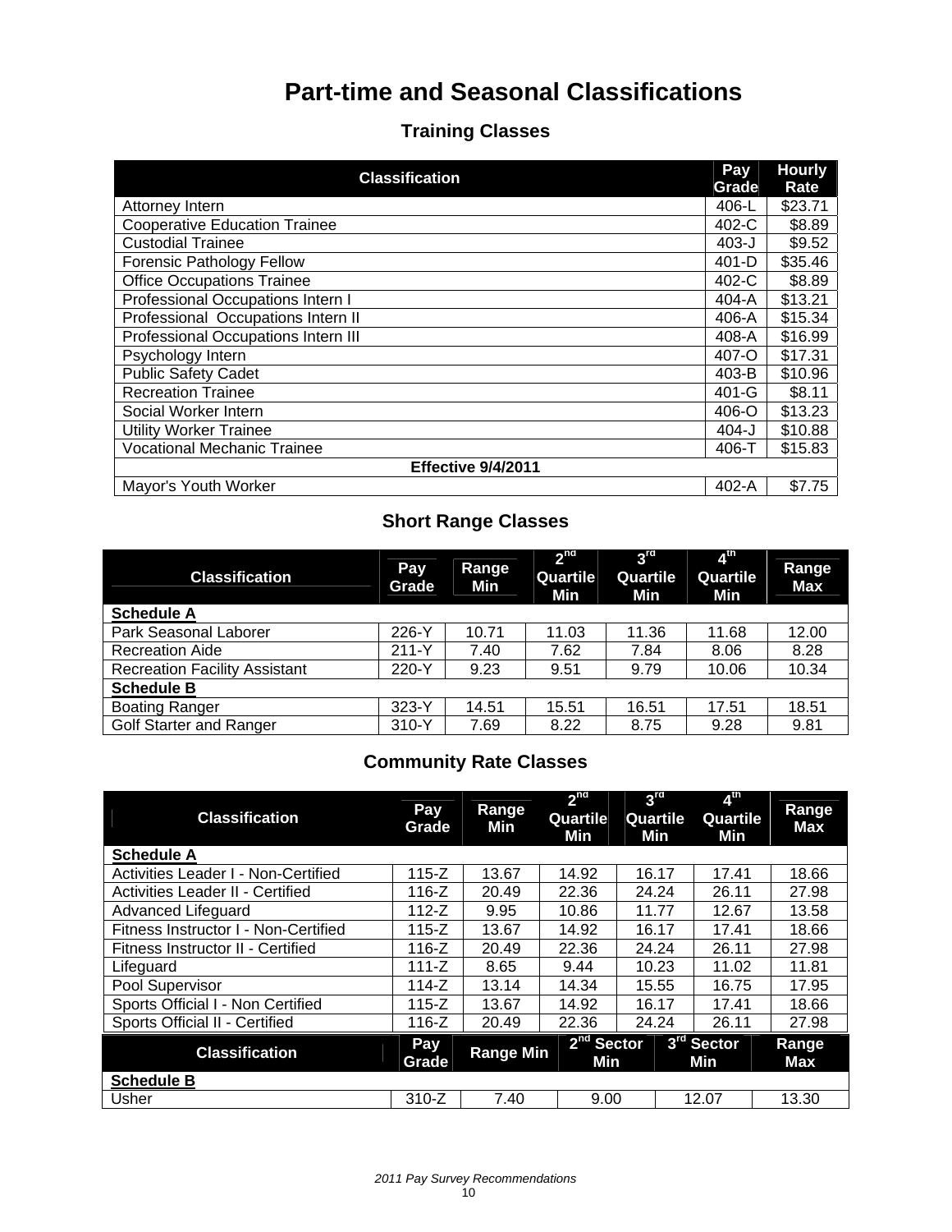# Part-time and Seasonal Classifications

## Training Classes

| Classification | Pay Grade | Hourly Rate |
|---|---|---|
| Attorney Intern | 406-L | $23.71 |
| Cooperative Education Trainee | 402-C | $8.89 |
| Custodial Trainee | 403-J | $9.52 |
| Forensic Pathology Fellow | 401-D | $35.46 |
| Office Occupations Trainee | 402-C | $8.89 |
| Professional Occupations Intern I | 404-A | $13.21 |
| Professional Occupations Intern II | 406-A | $15.34 |
| Professional Occupations Intern III | 408-A | $16.99 |
| Psychology Intern | 407-O | $17.31 |
| Public Safety Cadet | 403-B | $10.96 |
| Recreation Trainee | 401-G | $8.11 |
| Social Worker Intern | 406-O | $13.23 |
| Utility Worker Trainee | 404-J | $10.88 |
| Vocational Mechanic Trainee | 406-T | $15.83 |
| **Effective 9/4/2011** | | |
| Mayor's Youth Worker | 402-A | $7.75 |

## Short Range Classes

| Classification | Pay Grade | Range Min | 2nd Quartile Min | 3rd Quartile Min | 4th Quartile Min | Range Max |
|---|---|---|---|---|---|---|
| **Schedule A** | | | | | | |
| Park Seasonal Laborer | 226-Y | 10.71 | 11.03 | 11.36 | 11.68 | 12.00 |
| Recreation Aide | 211-Y | 7.40 | 7.62 | 7.84 | 8.06 | 8.28 |
| Recreation Facility Assistant | 220-Y | 9.23 | 9.51 | 9.79 | 10.06 | 10.34 |
| **Schedule B** | | | | | | |
| Boating Ranger | 323-Y | 14.51 | 15.51 | 16.51 | 17.51 | 18.51 |
| Golf Starter and Ranger | 310-Y | 7.69 | 8.22 | 8.75 | 9.28 | 9.81 |

## Community Rate Classes

| Classification | Pay Grade | Range Min | 2nd Quartile Min | 3rd Quartile Min | 4th Quartile Min | Range Max |
|---|---|---|---|---|---|---|
| **Schedule A** | | | | | | |
| Activities Leader I - Non-Certified | 115-Z | 13.67 | 14.92 | 16.17 | 17.41 | 18.66 |
| Activities Leader II - Certified | 116-Z | 20.49 | 22.36 | 24.24 | 26.11 | 27.98 |
| Advanced Lifeguard | 112-Z | 9.95 | 10.86 | 11.77 | 12.67 | 13.58 |
| Fitness Instructor I - Non-Certified | 115-Z | 13.67 | 14.92 | 16.17 | 17.41 | 18.66 |
| Fitness Instructor II - Certified | 116-Z | 20.49 | 22.36 | 24.24 | 26.11 | 27.98 |
| Lifeguard | 111-Z | 8.65 | 9.44 | 10.23 | 11.02 | 11.81 |
| Pool Supervisor | 114-Z | 13.14 | 14.34 | 15.55 | 16.75 | 17.95 |
| Sports Official I - Non Certified | 115-Z | 13.67 | 14.92 | 16.17 | 17.41 | 18.66 |
| Sports Official II - Certified | 116-Z | 20.49 | 22.36 | 24.24 | 26.11 | 27.98 |

| Classification | Pay Grade | Range Min | 2nd Sector Min | 3rd Sector Min | Range Max |
|---|---|---|---|---|---|
| **Schedule B** | | | | | |
| Usher | 310-Z | 7.40 | 9.00 | 12.07 | 13.30 |

*2011 Pay Survey Recommendations*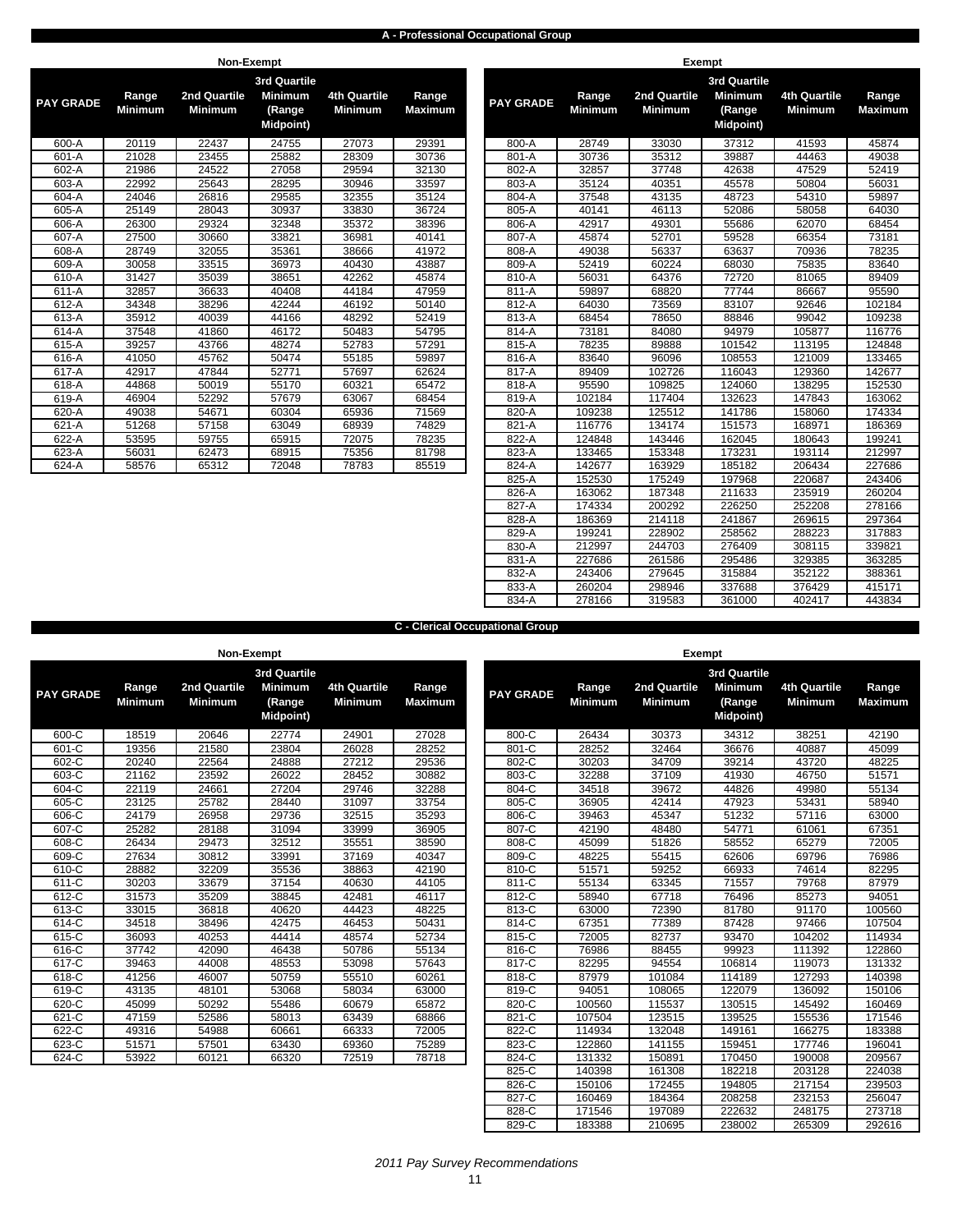## A - Professional Occupational Group

### Non-Exempt

| PAY GRADE | Range Minimum | 2nd Quartile Minimum | 3rd Quartile Minimum (Range Midpoint) | 4th Quartile Minimum | Range Maximum |
|---|---|---|---|---|---|
| 600-A | 20119 | 22437 | 24755 | 27073 | 29391 |
| 601-A | 21028 | 23455 | 25882 | 28309 | 30736 |
| 602-A | 21986 | 24522 | 27058 | 29594 | 32130 |
| 603-A | 22992 | 25643 | 28295 | 30946 | 33597 |
| 604-A | 24046 | 26816 | 29585 | 32355 | 35124 |
| 605-A | 25149 | 28043 | 30937 | 33830 | 36724 |
| 606-A | 26300 | 29324 | 32348 | 35372 | 38396 |
| 607-A | 27500 | 30660 | 33821 | 36981 | 40141 |
| 608-A | 28749 | 32055 | 35361 | 38666 | 41972 |
| 609-A | 30058 | 33515 | 36973 | 40430 | 43887 |
| 610-A | 31427 | 35039 | 38651 | 42262 | 45874 |
| 611-A | 32857 | 36633 | 40408 | 44184 | 47959 |
| 612-A | 34348 | 38296 | 42244 | 46192 | 50140 |
| 613-A | 35912 | 40039 | 44166 | 48292 | 52419 |
| 614-A | 37548 | 41860 | 46172 | 50483 | 54795 |
| 615-A | 39257 | 43766 | 48274 | 52783 | 57291 |
| 616-A | 41050 | 45762 | 50474 | 55185 | 59897 |
| 617-A | 42917 | 47844 | 52771 | 57697 | 62624 |
| 618-A | 44868 | 50019 | 55170 | 60321 | 65472 |
| 619-A | 46904 | 52292 | 57679 | 63067 | 68454 |
| 620-A | 49038 | 54671 | 60304 | 65936 | 71569 |
| 621-A | 51268 | 57158 | 63049 | 68939 | 74829 |
| 622-A | 53595 | 59755 | 65915 | 72075 | 78235 |
| 623-A | 56031 | 62473 | 68915 | 75356 | 81798 |
| 624-A | 58576 | 65312 | 72048 | 78783 | 85519 |

### Exempt

| PAY GRADE | Range Minimum | 2nd Quartile Minimum | 3rd Quartile Minimum (Range Midpoint) | 4th Quartile Minimum | Range Maximum |
|---|---|---|---|---|---|
| 800-A | 28749 | 33030 | 37312 | 41593 | 45874 |
| 801-A | 30736 | 35312 | 39887 | 44463 | 49038 |
| 802-A | 32857 | 37748 | 42638 | 47529 | 52419 |
| 803-A | 35124 | 40351 | 45578 | 50804 | 56031 |
| 804-A | 37548 | 43135 | 48723 | 54310 | 59897 |
| 805-A | 40141 | 46113 | 52086 | 58058 | 64030 |
| 806-A | 42917 | 49301 | 55686 | 62070 | 68454 |
| 807-A | 45874 | 52701 | 59528 | 66354 | 73181 |
| 808-A | 49038 | 56337 | 63637 | 70936 | 78235 |
| 809-A | 52419 | 60224 | 68030 | 75835 | 83640 |
| 810-A | 56031 | 64376 | 72720 | 81065 | 89409 |
| 811-A | 59897 | 68820 | 77744 | 86667 | 95590 |
| 812-A | 64030 | 73569 | 83107 | 92646 | 102184 |
| 813-A | 68454 | 78650 | 88846 | 99042 | 109238 |
| 814-A | 73181 | 84080 | 94979 | 105877 | 116776 |
| 815-A | 78235 | 89888 | 101542 | 113195 | 124848 |
| 816-A | 83640 | 96096 | 108553 | 121009 | 133465 |
| 817-A | 89409 | 102726 | 116043 | 129360 | 142677 |
| 818-A | 95590 | 109825 | 124060 | 138295 | 152530 |
| 819-A | 102184 | 117404 | 132623 | 147843 | 163062 |
| 820-A | 109238 | 125512 | 141786 | 158060 | 174334 |
| 821-A | 116776 | 134174 | 151573 | 168971 | 186369 |
| 822-A | 124848 | 143446 | 162045 | 180643 | 199241 |
| 823-A | 133465 | 153348 | 173231 | 193114 | 212997 |
| 824-A | 142677 | 163929 | 185182 | 206434 | 227686 |
| 825-A | 152530 | 175249 | 197968 | 220687 | 243406 |
| 826-A | 163062 | 187348 | 211633 | 235919 | 260204 |
| 827-A | 174334 | 200292 | 226250 | 252208 | 278166 |
| 828-A | 186369 | 214118 | 241867 | 269615 | 297364 |
| 829-A | 199241 | 228902 | 258562 | 288223 | 317883 |
| 830-A | 212997 | 244703 | 276409 | 308115 | 339821 |
| 831-A | 227686 | 261586 | 295486 | 329385 | 363285 |
| 832-A | 243406 | 279645 | 315884 | 352122 | 388361 |
| 833-A | 260204 | 298946 | 337688 | 376429 | 415171 |
| 834-A | 278166 | 319583 | 361000 | 402417 | 443834 |

## C - Clerical Occupational Group

### Non-Exempt

| PAY GRADE | Range Minimum | 2nd Quartile Minimum | 3rd Quartile Minimum (Range Midpoint) | 4th Quartile Minimum | Range Maximum |
|---|---|---|---|---|---|
| 600-C | 18519 | 20646 | 22774 | 24901 | 27028 |
| 601-C | 19356 | 21580 | 23804 | 26028 | 28252 |
| 602-C | 20240 | 22564 | 24888 | 27212 | 29536 |
| 603-C | 21162 | 23592 | 26022 | 28452 | 30882 |
| 604-C | 22119 | 24661 | 27204 | 29746 | 32288 |
| 605-C | 23125 | 25782 | 28440 | 31097 | 33754 |
| 606-C | 24179 | 26958 | 29736 | 32515 | 35293 |
| 607-C | 25282 | 28188 | 31094 | 33999 | 36905 |
| 608-C | 26434 | 29473 | 32512 | 35551 | 38590 |
| 609-C | 27634 | 30812 | 33991 | 37169 | 40347 |
| 610-C | 28882 | 32209 | 35536 | 38863 | 42190 |
| 611-C | 30203 | 33679 | 37154 | 40630 | 44105 |
| 612-C | 31573 | 35209 | 38845 | 42481 | 46117 |
| 613-C | 33015 | 36818 | 40620 | 44423 | 48225 |
| 614-C | 34518 | 38496 | 42475 | 46453 | 50431 |
| 615-C | 36093 | 40253 | 44414 | 48574 | 52734 |
| 616-C | 37742 | 42090 | 46438 | 50786 | 55134 |
| 617-C | 39463 | 44008 | 48553 | 53098 | 57643 |
| 618-C | 41256 | 46007 | 50759 | 55510 | 60261 |
| 619-C | 43135 | 48101 | 53068 | 58034 | 63000 |
| 620-C | 45099 | 50292 | 55486 | 60679 | 65872 |
| 621-C | 47159 | 52586 | 58013 | 63439 | 68866 |
| 622-C | 49316 | 54988 | 60661 | 66333 | 72005 |
| 623-C | 51571 | 57501 | 63430 | 69360 | 75289 |
| 624-C | 53922 | 60121 | 66320 | 72519 | 78718 |

### Exempt

| PAY GRADE | Range Minimum | 2nd Quartile Minimum | 3rd Quartile Minimum (Range Midpoint) | 4th Quartile Minimum | Range Maximum |
|---|---|---|---|---|---|
| 800-C | 26434 | 30373 | 34312 | 38251 | 42190 |
| 801-C | 28252 | 32464 | 36676 | 40887 | 45099 |
| 802-C | 30203 | 34709 | 39214 | 43720 | 48225 |
| 803-C | 32288 | 37109 | 41930 | 46750 | 51571 |
| 804-C | 34518 | 39672 | 44826 | 49980 | 55134 |
| 805-C | 36905 | 42414 | 47923 | 53431 | 58940 |
| 806-C | 39463 | 45347 | 51232 | 57116 | 63000 |
| 807-C | 42190 | 48480 | 54771 | 61061 | 67351 |
| 808-C | 45099 | 51826 | 58552 | 65279 | 72005 |
| 809-C | 48225 | 55415 | 62606 | 69796 | 76986 |
| 810-C | 51571 | 59252 | 66933 | 74614 | 82295 |
| 811-C | 55134 | 63345 | 71557 | 79768 | 87979 |
| 812-C | 58940 | 67718 | 76496 | 85273 | 94051 |
| 813-C | 63000 | 72390 | 81780 | 91170 | 100560 |
| 814-C | 67351 | 77389 | 87428 | 97466 | 107504 |
| 815-C | 72005 | 82737 | 93470 | 104202 | 114934 |
| 816-C | 76986 | 88455 | 99923 | 111392 | 122860 |
| 817-C | 82295 | 94554 | 106814 | 119073 | 131332 |
| 818-C | 87979 | 101084 | 114189 | 127293 | 140398 |
| 819-C | 94051 | 108065 | 122079 | 136092 | 150106 |
| 820-C | 100560 | 115537 | 130515 | 145492 | 160469 |
| 821-C | 107504 | 123515 | 139525 | 155536 | 171546 |
| 822-C | 114934 | 132048 | 149161 | 166275 | 183388 |
| 823-C | 122860 | 141155 | 159451 | 177746 | 196041 |
| 824-C | 131332 | 150891 | 170450 | 190008 | 209567 |
| 825-C | 140398 | 161308 | 182218 | 203128 | 224038 |
| 826-C | 150106 | 172455 | 194805 | 217154 | 239503 |
| 827-C | 160469 | 184364 | 208258 | 232153 | 256047 |
| 828-C | 171546 | 197089 | 222632 | 248175 | 273718 |
| 829-C | 183388 | 210695 | 238002 | 265309 | 292616 |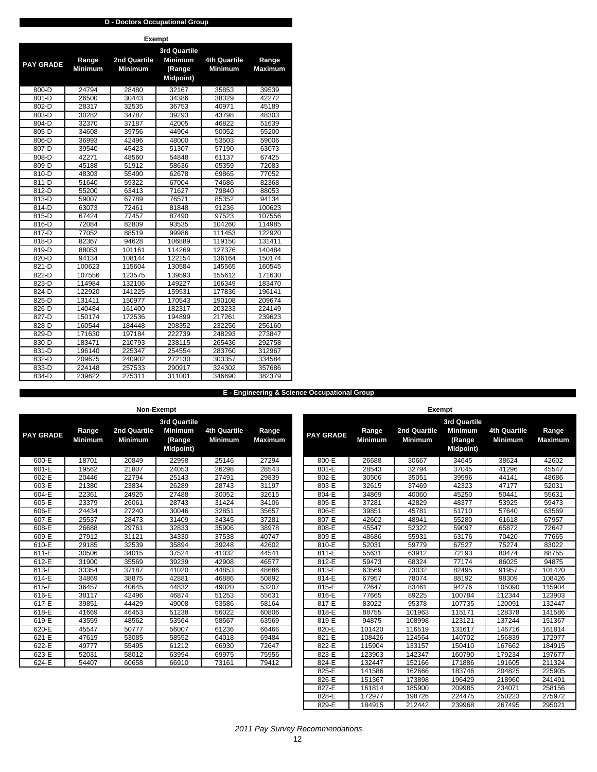## D - Doctors Occupational Group

### Exempt

| PAY GRADE | Range Minimum | 2nd Quartile Minimum | 3rd Quartile Minimum (Range Midpoint) | 4th Quartile Minimum | Range Maximum |
|---|---|---|---|---|---|
| 800-D | 24794 | 28480 | 32167 | 35853 | 39539 |
| 801-D | 26500 | 30443 | 34386 | 38329 | 42272 |
| 802-D | 28317 | 32535 | 36753 | 40971 | 45189 |
| 803-D | 30282 | 34787 | 39293 | 43798 | 48303 |
| 804-D | 32370 | 37187 | 42005 | 46822 | 51639 |
| 805-D | 34608 | 39756 | 44904 | 50052 | 55200 |
| 806-D | 36993 | 42496 | 48000 | 53503 | 59006 |
| 807-D | 39540 | 45423 | 51307 | 57190 | 63073 |
| 808-D | 42271 | 48560 | 54848 | 61137 | 67425 |
| 809-D | 45188 | 51912 | 58636 | 65359 | 72083 |
| 810-D | 48303 | 55490 | 62678 | 69865 | 77052 |
| 811-D | 51640 | 59322 | 67004 | 74686 | 82368 |
| 812-D | 55200 | 63413 | 71627 | 79840 | 88053 |
| 813-D | 59007 | 67789 | 76571 | 85352 | 94134 |
| 814-D | 63073 | 72461 | 81848 | 91236 | 100623 |
| 815-D | 67424 | 77457 | 87490 | 97523 | 107556 |
| 816-D | 72084 | 82809 | 93535 | 104260 | 114985 |
| 817-D | 77052 | 88519 | 99986 | 111453 | 122920 |
| 818-D | 82367 | 94628 | 106889 | 119150 | 131411 |
| 819-D | 88053 | 101161 | 114269 | 127376 | 140484 |
| 820-D | 94134 | 108144 | 122154 | 136164 | 150174 |
| 821-D | 100623 | 115604 | 130584 | 145565 | 160545 |
| 822-D | 107556 | 123575 | 139593 | 155612 | 171630 |
| 823-D | 114984 | 132106 | 149227 | 166349 | 183470 |
| 824-D | 122920 | 141225 | 159531 | 177836 | 196141 |
| 825-D | 131411 | 150977 | 170543 | 190108 | 209674 |
| 826-D | 140484 | 161400 | 182317 | 203233 | 224149 |
| 827-D | 150174 | 172536 | 194899 | 217261 | 239623 |
| 828-D | 160544 | 184448 | 208352 | 232256 | 256160 |
| 829-D | 171630 | 197184 | 222739 | 248293 | 273847 |
| 830-D | 183471 | 210793 | 238115 | 265436 | 292758 |
| 831-D | 196140 | 225347 | 254554 | 283760 | 312967 |
| 832-D | 209675 | 240902 | 272130 | 303357 | 334584 |
| 833-D | 224148 | 257533 | 290917 | 324302 | 357686 |
| 834-D | 239622 | 275311 | 311001 | 346690 | 382379 |

## E - Engineering & Science Occupational Group

### Non-Exempt

| PAY GRADE | Range Minimum | 2nd Quartile Minimum | 3rd Quartile Minimum (Range Midpoint) | 4th Quartile Minimum | Range Maximum |
|---|---|---|---|---|---|
| 600-E | 18701 | 20849 | 22998 | 25146 | 27294 |
| 601-E | 19562 | 21807 | 24053 | 26298 | 28543 |
| 602-E | 20446 | 22794 | 25143 | 27491 | 29839 |
| 603-E | 21380 | 23834 | 26289 | 28743 | 31197 |
| 604-E | 22361 | 24925 | 27488 | 30052 | 32615 |
| 605-E | 23379 | 26061 | 28743 | 31424 | 34106 |
| 606-E | 24434 | 27240 | 30046 | 32851 | 35657 |
| 607-E | 25537 | 28473 | 31409 | 34345 | 37281 |
| 608-E | 26688 | 29761 | 32833 | 35906 | 38978 |
| 609-E | 27912 | 31121 | 34330 | 37538 | 40747 |
| 610-E | 29185 | 32539 | 35894 | 39248 | 42602 |
| 611-E | 30506 | 34015 | 37524 | 41032 | 44541 |
| 612-E | 31900 | 35569 | 39239 | 42908 | 46577 |
| 613-E | 33354 | 37187 | 41020 | 44853 | 48686 |
| 614-E | 34869 | 38875 | 42881 | 46886 | 50892 |
| 615-E | 36457 | 40645 | 44832 | 49020 | 53207 |
| 616-E | 38117 | 42496 | 46874 | 51253 | 55631 |
| 617-E | 39851 | 44429 | 49008 | 53586 | 58164 |
| 618-E | 41669 | 46453 | 51238 | 56022 | 60806 |
| 619-E | 43559 | 48562 | 53564 | 58567 | 63569 |
| 620-E | 45547 | 50777 | 56007 | 61236 | 66466 |
| 621-E | 47619 | 53085 | 58552 | 64018 | 69484 |
| 622-E | 49777 | 55495 | 61212 | 66930 | 72647 |
| 623-E | 52031 | 58012 | 63994 | 69975 | 75956 |
| 624-E | 54407 | 60658 | 66910 | 73161 | 79412 |

### Exempt

| PAY GRADE | Range Minimum | 2nd Quartile Minimum | 3rd Quartile Minimum (Range Midpoint) | 4th Quartile Minimum | Range Maximum |
|---|---|---|---|---|---|
| 800-E | 26688 | 30667 | 34645 | 38624 | 42602 |
| 801-E | 28543 | 32794 | 37045 | 41296 | 45547 |
| 802-E | 30506 | 35051 | 39596 | 44141 | 48686 |
| 803-E | 32615 | 37469 | 42323 | 47177 | 52031 |
| 804-E | 34869 | 40060 | 45250 | 50441 | 55631 |
| 805-E | 37281 | 42829 | 48377 | 53925 | 59473 |
| 806-E | 39851 | 45781 | 51710 | 57640 | 63569 |
| 807-E | 42602 | 48941 | 55280 | 61618 | 67957 |
| 808-E | 45547 | 52322 | 59097 | 65872 | 72647 |
| 809-E | 48686 | 55931 | 63176 | 70420 | 77665 |
| 810-E | 52031 | 59779 | 67527 | 75274 | 83022 |
| 811-E | 55631 | 63912 | 72193 | 80474 | 88755 |
| 812-E | 59473 | 68324 | 77174 | 86025 | 94875 |
| 813-E | 63569 | 73032 | 82495 | 91957 | 101420 |
| 814-E | 67957 | 78074 | 88192 | 98309 | 108426 |
| 815-E | 72647 | 83461 | 94276 | 105090 | 115904 |
| 816-E | 77665 | 89225 | 100784 | 112344 | 123903 |
| 817-E | 83022 | 95378 | 107735 | 120091 | 132447 |
| 818-E | 88755 | 101963 | 115171 | 128378 | 141586 |
| 819-E | 94875 | 108998 | 123121 | 137244 | 151367 |
| 820-E | 101420 | 116519 | 131617 | 146716 | 161814 |
| 821-E | 108426 | 124564 | 140702 | 156839 | 172977 |
| 822-E | 115904 | 133157 | 150410 | 167662 | 184915 |
| 823-E | 123903 | 142347 | 160790 | 179234 | 197677 |
| 824-E | 132447 | 152166 | 171886 | 191605 | 211324 |
| 825-E | 141586 | 162666 | 183746 | 204825 | 225905 |
| 826-E | 151367 | 173898 | 196429 | 218960 | 241491 |
| 827-E | 161814 | 185900 | 209985 | 234071 | 258156 |
| 828-E | 172977 | 198726 | 224475 | 250223 | 275972 |
| 829-E | 184915 | 212442 | 239968 | 267495 | 295021 |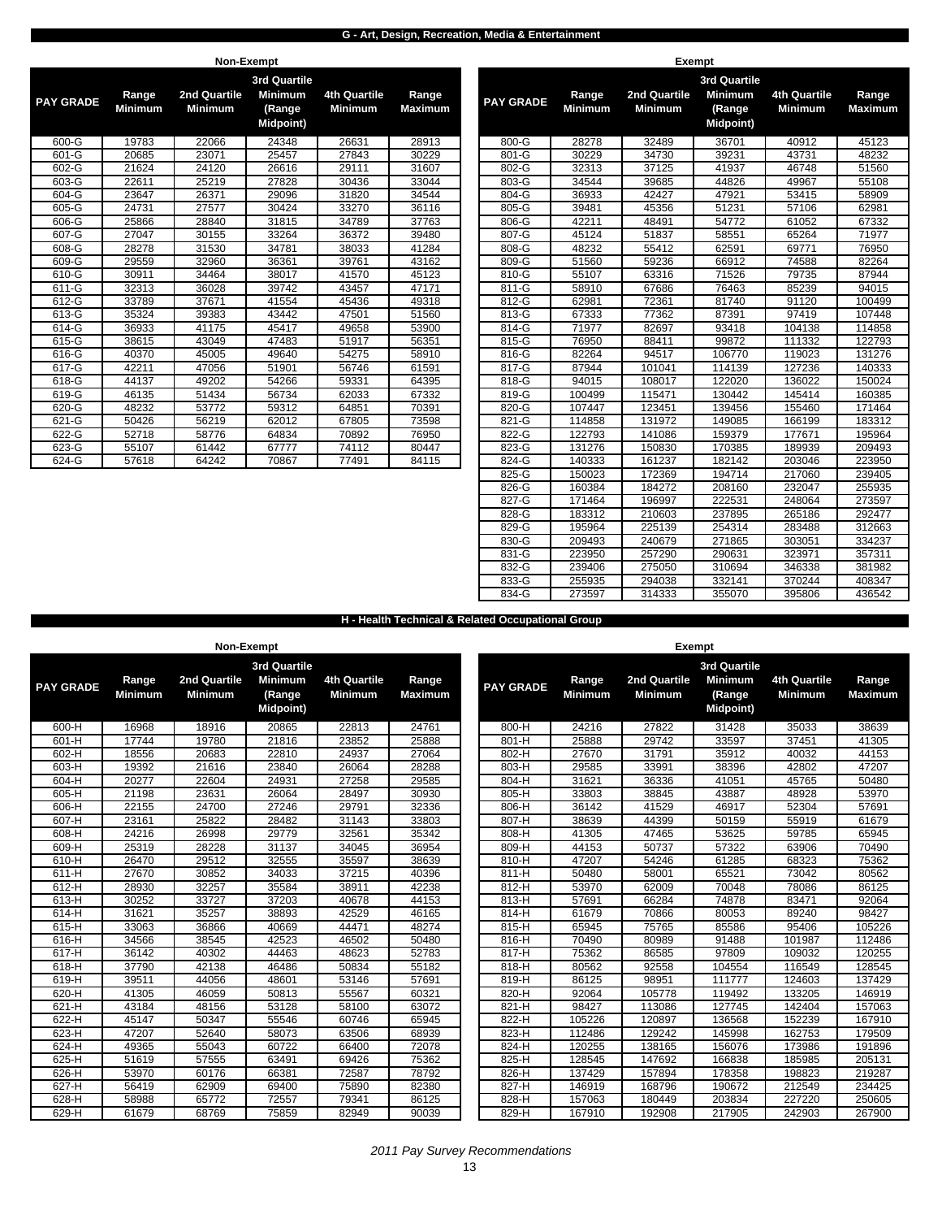## G - Art, Design, Recreation, Media & Entertainment

### Non-Exempt

| PAY GRADE | Range Minimum | 2nd Quartile Minimum | 3rd Quartile Minimum (Range Midpoint) | 4th Quartile Minimum | Range Maximum |
|---|---|---|---|---|---|
| 600-G | 19783 | 22066 | 24348 | 26631 | 28913 |
| 601-G | 20685 | 23071 | 25457 | 27843 | 30229 |
| 602-G | 21624 | 24120 | 26616 | 29111 | 31607 |
| 603-G | 22611 | 25219 | 27828 | 30436 | 33044 |
| 604-G | 23647 | 26371 | 29096 | 31820 | 34544 |
| 605-G | 24731 | 27577 | 30424 | 33270 | 36116 |
| 606-G | 25866 | 28840 | 31815 | 34789 | 37763 |
| 607-G | 27047 | 30155 | 33264 | 36372 | 39480 |
| 608-G | 28278 | 31530 | 34781 | 38033 | 41284 |
| 609-G | 29559 | 32960 | 36361 | 39761 | 43162 |
| 610-G | 30911 | 34464 | 38017 | 41570 | 45123 |
| 611-G | 32313 | 36028 | 39742 | 43457 | 47171 |
| 612-G | 33789 | 37671 | 41554 | 45436 | 49318 |
| 613-G | 35324 | 39383 | 43442 | 47501 | 51560 |
| 614-G | 36933 | 41175 | 45417 | 49658 | 53900 |
| 615-G | 38615 | 43049 | 47483 | 51917 | 56351 |
| 616-G | 40370 | 45005 | 49640 | 54275 | 58910 |
| 617-G | 42211 | 47056 | 51901 | 56746 | 61591 |
| 618-G | 44137 | 49202 | 54266 | 59331 | 64395 |
| 619-G | 46135 | 51434 | 56734 | 62033 | 67332 |
| 620-G | 48232 | 53772 | 59312 | 64851 | 70391 |
| 621-G | 50426 | 56219 | 62012 | 67805 | 73598 |
| 622-G | 52718 | 58776 | 64834 | 70892 | 76950 |
| 623-G | 55107 | 61442 | 67777 | 74112 | 80447 |
| 624-G | 57618 | 64242 | 70867 | 77491 | 84115 |

### Exempt

| PAY GRADE | Range Minimum | 2nd Quartile Minimum | 3rd Quartile Minimum (Range Midpoint) | 4th Quartile Minimum | Range Maximum |
|---|---|---|---|---|---|
| 800-G | 28278 | 32489 | 36701 | 40912 | 45123 |
| 801-G | 30229 | 34730 | 39231 | 43731 | 48232 |
| 802-G | 32313 | 37125 | 41937 | 46748 | 51560 |
| 803-G | 34544 | 39685 | 44826 | 49967 | 55108 |
| 804-G | 36933 | 42427 | 47921 | 53415 | 58909 |
| 805-G | 39481 | 45356 | 51231 | 57106 | 62981 |
| 806-G | 42211 | 48491 | 54772 | 61052 | 67332 |
| 807-G | 45124 | 51837 | 58551 | 65264 | 71977 |
| 808-G | 48232 | 55412 | 62591 | 69771 | 76950 |
| 809-G | 51560 | 59236 | 66912 | 74588 | 82264 |
| 810-G | 55107 | 63316 | 71526 | 79735 | 87944 |
| 811-G | 58910 | 67686 | 76463 | 85239 | 94015 |
| 812-G | 62981 | 72361 | 81740 | 91120 | 100499 |
| 813-G | 67333 | 77362 | 87391 | 97419 | 107448 |
| 814-G | 71977 | 82697 | 93418 | 104138 | 114858 |
| 815-G | 76950 | 88411 | 99872 | 111332 | 122793 |
| 816-G | 82264 | 94517 | 106770 | 119023 | 131276 |
| 817-G | 87944 | 101041 | 114139 | 127236 | 140333 |
| 818-G | 94015 | 108017 | 122020 | 136022 | 150024 |
| 819-G | 100499 | 115471 | 130442 | 145414 | 160385 |
| 820-G | 107447 | 123451 | 139456 | 155460 | 171464 |
| 821-G | 114858 | 131972 | 149085 | 166199 | 183312 |
| 822-G | 122793 | 141086 | 159379 | 177671 | 195964 |
| 823-G | 131276 | 150830 | 170385 | 189939 | 209493 |
| 824-G | 140333 | 161237 | 182142 | 203046 | 223950 |
| 825-G | 150023 | 172369 | 194714 | 217060 | 239405 |
| 826-G | 160384 | 184272 | 208160 | 232047 | 255935 |
| 827-G | 171464 | 196997 | 222531 | 248064 | 273597 |
| 828-G | 183312 | 210603 | 237895 | 265186 | 292477 |
| 829-G | 195964 | 225139 | 254314 | 283488 | 312663 |
| 830-G | 209493 | 240679 | 271865 | 303051 | 334237 |
| 831-G | 223950 | 257290 | 290631 | 323971 | 357311 |
| 832-G | 239406 | 275050 | 310694 | 346338 | 381982 |
| 833-G | 255935 | 294038 | 332141 | 370244 | 408347 |
| 834-G | 273597 | 314333 | 355070 | 395806 | 436542 |

## H - Health Technical & Related Occupational Group

### Non-Exempt

| PAY GRADE | Range Minimum | 2nd Quartile Minimum | 3rd Quartile Minimum (Range Midpoint) | 4th Quartile Minimum | Range Maximum |
|---|---|---|---|---|---|
| 600-H | 16968 | 18916 | 20865 | 22813 | 24761 |
| 601-H | 17744 | 19780 | 21816 | 23852 | 25888 |
| 602-H | 18556 | 20683 | 22810 | 24937 | 27064 |
| 603-H | 19392 | 21616 | 23840 | 26064 | 28288 |
| 604-H | 20277 | 22604 | 24931 | 27258 | 29585 |
| 605-H | 21198 | 23631 | 26064 | 28497 | 30930 |
| 606-H | 22155 | 24700 | 27246 | 29791 | 32336 |
| 607-H | 23161 | 25822 | 28482 | 31143 | 33803 |
| 608-H | 24216 | 26998 | 29779 | 32561 | 35342 |
| 609-H | 25319 | 28228 | 31137 | 34045 | 36954 |
| 610-H | 26470 | 29512 | 32555 | 35597 | 38639 |
| 611-H | 27670 | 30852 | 34033 | 37215 | 40396 |
| 612-H | 28930 | 32257 | 35584 | 38911 | 42238 |
| 613-H | 30252 | 33727 | 37203 | 40678 | 44153 |
| 614-H | 31621 | 35257 | 38893 | 42529 | 46165 |
| 615-H | 33063 | 36866 | 40669 | 44471 | 48274 |
| 616-H | 34566 | 38545 | 42523 | 46502 | 50480 |
| 617-H | 36142 | 40302 | 44463 | 48623 | 52783 |
| 618-H | 37790 | 42138 | 46486 | 50834 | 55182 |
| 619-H | 39511 | 44056 | 48601 | 53146 | 57691 |
| 620-H | 41305 | 46059 | 50813 | 55567 | 60321 |
| 621-H | 43184 | 48156 | 53128 | 58100 | 63072 |
| 622-H | 45147 | 50347 | 55546 | 60746 | 65945 |
| 623-H | 47207 | 52640 | 58073 | 63506 | 68939 |
| 624-H | 49365 | 55043 | 60722 | 66400 | 72078 |
| 625-H | 51619 | 57555 | 63491 | 69426 | 75362 |
| 626-H | 53970 | 60176 | 66381 | 72587 | 78792 |
| 627-H | 56419 | 62909 | 69400 | 75890 | 82380 |
| 628-H | 58988 | 65772 | 72557 | 79341 | 86125 |
| 629-H | 61679 | 68769 | 75859 | 82949 | 90039 |

### Exempt

| PAY GRADE | Range Minimum | 2nd Quartile Minimum | 3rd Quartile Minimum (Range Midpoint) | 4th Quartile Minimum | Range Maximum |
|---|---|---|---|---|---|
| 800-H | 24216 | 27822 | 31428 | 35033 | 38639 |
| 801-H | 25888 | 29742 | 33597 | 37451 | 41305 |
| 802-H | 27670 | 31791 | 35912 | 40032 | 44153 |
| 803-H | 29585 | 33991 | 38396 | 42802 | 47207 |
| 804-H | 31621 | 36336 | 41051 | 45765 | 50480 |
| 805-H | 33803 | 38845 | 43887 | 48928 | 53970 |
| 806-H | 36142 | 41529 | 46917 | 52304 | 57691 |
| 807-H | 38639 | 44399 | 50159 | 55919 | 61679 |
| 808-H | 41305 | 47465 | 53625 | 59785 | 65945 |
| 809-H | 44153 | 50737 | 57322 | 63906 | 70490 |
| 810-H | 47207 | 54246 | 61285 | 68323 | 75362 |
| 811-H | 50480 | 58001 | 65521 | 73042 | 80562 |
| 812-H | 53970 | 62009 | 70048 | 78086 | 86125 |
| 813-H | 57691 | 66284 | 74878 | 83471 | 92064 |
| 814-H | 61679 | 70866 | 80053 | 89240 | 98427 |
| 815-H | 65945 | 75765 | 85586 | 95406 | 105226 |
| 816-H | 70490 | 80989 | 91488 | 101987 | 112486 |
| 817-H | 75362 | 86585 | 97809 | 109032 | 120255 |
| 818-H | 80562 | 92558 | 104554 | 116549 | 128545 |
| 819-H | 86125 | 98951 | 111777 | 124603 | 137429 |
| 820-H | 92064 | 105778 | 119492 | 133205 | 146919 |
| 821-H | 98427 | 113086 | 127745 | 142404 | 157063 |
| 822-H | 105226 | 120897 | 136568 | 152239 | 167910 |
| 823-H | 112486 | 129242 | 145998 | 162753 | 179509 |
| 824-H | 120255 | 138165 | 156076 | 173986 | 191896 |
| 825-H | 128545 | 147692 | 166838 | 185985 | 205131 |
| 826-H | 137429 | 157894 | 178358 | 198823 | 219287 |
| 827-H | 146919 | 168796 | 190672 | 212549 | 234425 |
| 828-H | 157063 | 180449 | 203834 | 227220 | 250605 |
| 829-H | 167910 | 192908 | 217905 | 242903 | 267900 |

*2011 Pay Survey Recommendations*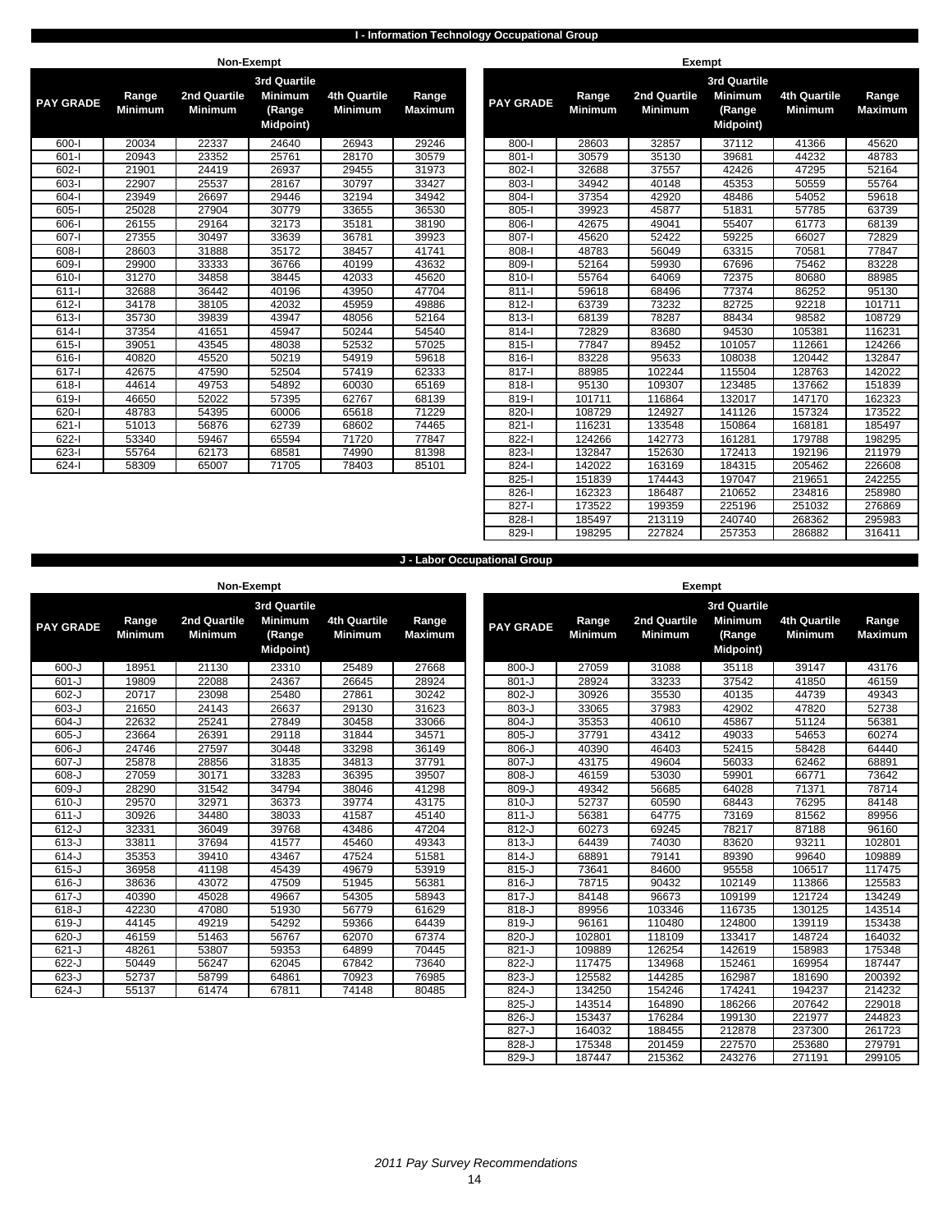## I - Information Technology Occupational Group

### Non-Exempt

| PAY GRADE | Range Minimum | 2nd Quartile Minimum | 3rd Quartile Minimum (Range Midpoint) | 4th Quartile Minimum | Range Maximum |
|---|---|---|---|---|---|
| 600-I | 20034 | 22337 | 24640 | 26943 | 29246 |
| 601-I | 20943 | 23352 | 25761 | 28170 | 30579 |
| 602-I | 21901 | 24419 | 26937 | 29455 | 31973 |
| 603-I | 22907 | 25537 | 28167 | 30797 | 33427 |
| 604-I | 23949 | 26697 | 29446 | 32194 | 34942 |
| 605-I | 25028 | 27904 | 30779 | 33655 | 36530 |
| 606-I | 26155 | 29164 | 32173 | 35181 | 38190 |
| 607-I | 27355 | 30497 | 33639 | 36781 | 39923 |
| 608-I | 28603 | 31888 | 35172 | 38457 | 41741 |
| 609-I | 29900 | 33333 | 36766 | 40199 | 43632 |
| 610-I | 31270 | 34858 | 38445 | 42033 | 45620 |
| 611-I | 32688 | 36442 | 40196 | 43950 | 47704 |
| 612-I | 34178 | 38105 | 42032 | 45959 | 49886 |
| 613-I | 35730 | 39839 | 43947 | 48056 | 52164 |
| 614-I | 37354 | 41651 | 45947 | 50244 | 54540 |
| 615-I | 39051 | 43545 | 48038 | 52532 | 57025 |
| 616-I | 40820 | 45520 | 50219 | 54919 | 59618 |
| 617-I | 42675 | 47590 | 52504 | 57419 | 62333 |
| 618-I | 44614 | 49753 | 54892 | 60030 | 65169 |
| 619-I | 46650 | 52022 | 57395 | 62767 | 68139 |
| 620-I | 48783 | 54395 | 60006 | 65618 | 71229 |
| 621-I | 51013 | 56876 | 62739 | 68602 | 74465 |
| 622-I | 53340 | 59467 | 65594 | 71720 | 77847 |
| 623-I | 55764 | 62173 | 68581 | 74990 | 81398 |
| 624-I | 58309 | 65007 | 71705 | 78403 | 85101 |

### Exempt

| PAY GRADE | Range Minimum | 2nd Quartile Minimum | 3rd Quartile Minimum (Range Midpoint) | 4th Quartile Minimum | Range Maximum |
|---|---|---|---|---|---|
| 800-I | 28603 | 32857 | 37112 | 41366 | 45620 |
| 801-I | 30579 | 35130 | 39681 | 44232 | 48783 |
| 802-I | 32688 | 37557 | 42426 | 47295 | 52164 |
| 803-I | 34942 | 40148 | 45353 | 50559 | 55764 |
| 804-I | 37354 | 42920 | 48486 | 54052 | 59618 |
| 805-I | 39923 | 45877 | 51831 | 57785 | 63739 |
| 806-I | 42675 | 49041 | 55407 | 61773 | 68139 |
| 807-I | 45620 | 52422 | 59225 | 66027 | 72829 |
| 808-I | 48783 | 56049 | 63315 | 70581 | 77847 |
| 809-I | 52164 | 59930 | 67696 | 75462 | 83228 |
| 810-I | 55764 | 64069 | 72375 | 80680 | 88985 |
| 811-I | 59618 | 68496 | 77374 | 86252 | 95130 |
| 812-I | 63739 | 73232 | 82725 | 92218 | 101711 |
| 813-I | 68139 | 78287 | 88434 | 98582 | 108729 |
| 814-I | 72829 | 83680 | 94530 | 105381 | 116231 |
| 815-I | 77847 | 89452 | 101057 | 112661 | 124266 |
| 816-I | 83228 | 95633 | 108038 | 120442 | 132847 |
| 817-I | 88985 | 102244 | 115504 | 128763 | 142022 |
| 818-I | 95130 | 109307 | 123485 | 137662 | 151839 |
| 819-I | 101711 | 116864 | 132017 | 147170 | 162323 |
| 820-I | 108729 | 124927 | 141126 | 157324 | 173522 |
| 821-I | 116231 | 133548 | 150864 | 168181 | 185497 |
| 822-I | 124266 | 142773 | 161281 | 179788 | 198295 |
| 823-I | 132847 | 152630 | 172413 | 192196 | 211979 |
| 824-I | 142022 | 163169 | 184315 | 205462 | 226608 |
| 825-I | 151839 | 174443 | 197047 | 219651 | 242255 |
| 826-I | 162323 | 186487 | 210652 | 234816 | 258980 |
| 827-I | 173522 | 199359 | 225196 | 251032 | 276869 |
| 828-I | 185497 | 213119 | 240740 | 268362 | 295983 |
| 829-I | 198295 | 227824 | 257353 | 286882 | 316411 |

## J - Labor Occupational Group

### Non-Exempt

| PAY GRADE | Range Minimum | 2nd Quartile Minimum | 3rd Quartile Minimum (Range Midpoint) | 4th Quartile Minimum | Range Maximum |
|---|---|---|---|---|---|
| 600-J | 18951 | 21130 | 23310 | 25489 | 27668 |
| 601-J | 19809 | 22088 | 24367 | 26645 | 28924 |
| 602-J | 20717 | 23098 | 25480 | 27861 | 30242 |
| 603-J | 21650 | 24143 | 26637 | 29130 | 31623 |
| 604-J | 22632 | 25241 | 27849 | 30458 | 33066 |
| 605-J | 23664 | 26391 | 29118 | 31844 | 34571 |
| 606-J | 24746 | 27597 | 30448 | 33298 | 36149 |
| 607-J | 25878 | 28856 | 31835 | 34813 | 37791 |
| 608-J | 27059 | 30171 | 33283 | 36395 | 39507 |
| 609-J | 28290 | 31542 | 34794 | 38046 | 41298 |
| 610-J | 29570 | 32971 | 36373 | 39774 | 43175 |
| 611-J | 30926 | 34480 | 38033 | 41587 | 45140 |
| 612-J | 32331 | 36049 | 39768 | 43486 | 47204 |
| 613-J | 33811 | 37694 | 41577 | 45460 | 49343 |
| 614-J | 35353 | 39410 | 43467 | 47524 | 51581 |
| 615-J | 36958 | 41198 | 45439 | 49679 | 53919 |
| 616-J | 38636 | 43072 | 47509 | 51945 | 56381 |
| 617-J | 40390 | 45028 | 49667 | 54305 | 58943 |
| 618-J | 42230 | 47080 | 51930 | 56779 | 61629 |
| 619-J | 44145 | 49219 | 54292 | 59366 | 64439 |
| 620-J | 46159 | 51463 | 56767 | 62070 | 67374 |
| 621-J | 48261 | 53807 | 59353 | 64899 | 70445 |
| 622-J | 50449 | 56247 | 62045 | 67842 | 73640 |
| 623-J | 52737 | 58799 | 64861 | 70923 | 76985 |
| 624-J | 55137 | 61474 | 67811 | 74148 | 80485 |

### Exempt

| PAY GRADE | Range Minimum | 2nd Quartile Minimum | 3rd Quartile Minimum (Range Midpoint) | 4th Quartile Minimum | Range Maximum |
|---|---|---|---|---|---|
| 800-J | 27059 | 31088 | 35118 | 39147 | 43176 |
| 801-J | 28924 | 33233 | 37542 | 41850 | 46159 |
| 802-J | 30926 | 35530 | 40135 | 44739 | 49343 |
| 803-J | 33065 | 37983 | 42902 | 47820 | 52738 |
| 804-J | 35353 | 40610 | 45867 | 51124 | 56381 |
| 805-J | 37791 | 43412 | 49033 | 54653 | 60274 |
| 806-J | 40390 | 46403 | 52415 | 58428 | 64440 |
| 807-J | 43175 | 49604 | 56033 | 62462 | 68891 |
| 808-J | 46159 | 53030 | 59901 | 66771 | 73642 |
| 809-J | 49342 | 56685 | 64028 | 71371 | 78714 |
| 810-J | 52737 | 60590 | 68443 | 76295 | 84148 |
| 811-J | 56381 | 64775 | 73169 | 81562 | 89956 |
| 812-J | 60273 | 69245 | 78217 | 87188 | 96160 |
| 813-J | 64439 | 74030 | 83620 | 93211 | 102801 |
| 814-J | 68891 | 79141 | 89390 | 99640 | 109889 |
| 815-J | 73641 | 84600 | 95558 | 106517 | 117475 |
| 816-J | 78715 | 90432 | 102149 | 113866 | 125583 |
| 817-J | 84148 | 96673 | 109199 | 121724 | 134249 |
| 818-J | 89956 | 103346 | 116735 | 130125 | 143514 |
| 819-J | 96161 | 110480 | 124800 | 139119 | 153438 |
| 820-J | 102801 | 118109 | 133417 | 148724 | 164032 |
| 821-J | 109889 | 126254 | 142619 | 158983 | 175348 |
| 822-J | 117475 | 134968 | 152461 | 169954 | 187447 |
| 823-J | 125582 | 144285 | 162987 | 181690 | 200392 |
| 824-J | 134250 | 154246 | 174241 | 194237 | 214232 |
| 825-J | 143514 | 164890 | 186266 | 207642 | 229018 |
| 826-J | 153437 | 176284 | 199130 | 221977 | 244823 |
| 827-J | 164032 | 188455 | 212878 | 237300 | 261723 |
| 828-J | 175348 | 201459 | 227570 | 253680 | 279791 |
| 829-J | 187447 | 215362 | 243276 | 271191 | 299105 |

*2011 Pay Survey Recommendations*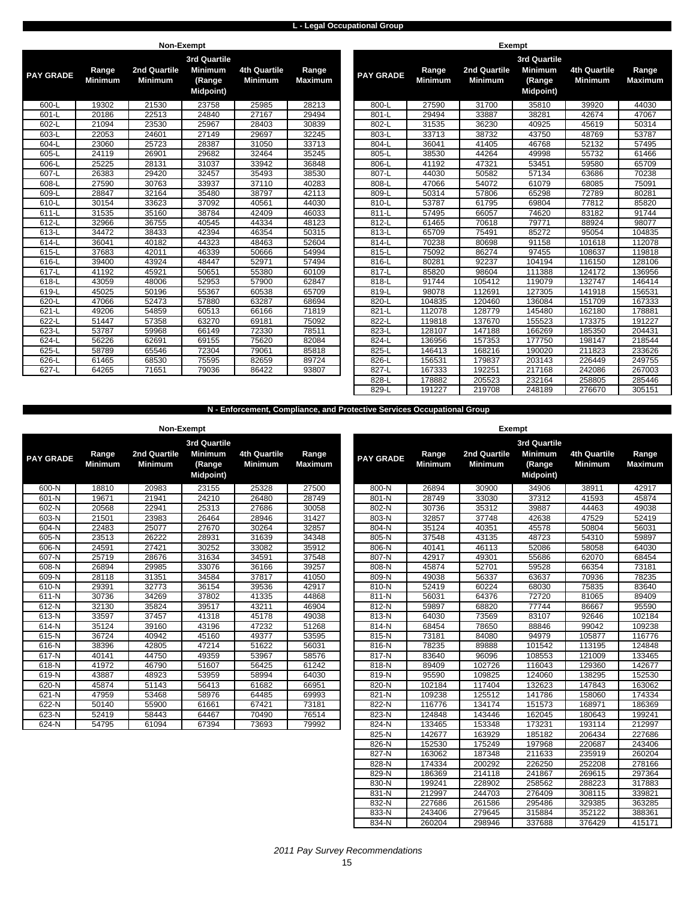## L - Legal Occupational Group

### Non-Exempt

| PAY GRADE | Range Minimum | 2nd Quartile Minimum | 3rd Quartile Minimum (Range Midpoint) | 4th Quartile Minimum | Range Maximum |
|---|---|---|---|---|---|
| 600-L | 19302 | 21530 | 23758 | 25985 | 28213 |
| 601-L | 20186 | 22513 | 24840 | 27167 | 29494 |
| 602-L | 21094 | 23530 | 25967 | 28403 | 30839 |
| 603-L | 22053 | 24601 | 27149 | 29697 | 32245 |
| 604-L | 23060 | 25723 | 28387 | 31050 | 33713 |
| 605-L | 24119 | 26901 | 29682 | 32464 | 35245 |
| 606-L | 25225 | 28131 | 31037 | 33942 | 36848 |
| 607-L | 26383 | 29420 | 32457 | 35493 | 38530 |
| 608-L | 27590 | 30763 | 33937 | 37110 | 40283 |
| 609-L | 28847 | 32164 | 35480 | 38797 | 42113 |
| 610-L | 30154 | 33623 | 37092 | 40561 | 44030 |
| 611-L | 31535 | 35160 | 38784 | 42409 | 46033 |
| 612-L | 32966 | 36755 | 40545 | 44334 | 48123 |
| 613-L | 34472 | 38433 | 42394 | 46354 | 50315 |
| 614-L | 36041 | 40182 | 44323 | 48463 | 52604 |
| 615-L | 37683 | 42011 | 46339 | 50666 | 54994 |
| 616-L | 39400 | 43924 | 48447 | 52971 | 57494 |
| 617-L | 41192 | 45921 | 50651 | 55380 | 60109 |
| 618-L | 43059 | 48006 | 52953 | 57900 | 62847 |
| 619-L | 45025 | 50196 | 55367 | 60538 | 65709 |
| 620-L | 47066 | 52473 | 57880 | 63287 | 68694 |
| 621-L | 49206 | 54859 | 60513 | 66166 | 71819 |
| 622-L | 51447 | 57358 | 63270 | 69181 | 75092 |
| 623-L | 53787 | 59968 | 66149 | 72330 | 78511 |
| 624-L | 56226 | 62691 | 69155 | 75620 | 82084 |
| 625-L | 58789 | 65546 | 72304 | 79061 | 85818 |
| 626-L | 61465 | 68530 | 75595 | 82659 | 89724 |
| 627-L | 64265 | 71651 | 79036 | 86422 | 93807 |

### Exempt

| PAY GRADE | Range Minimum | 2nd Quartile Minimum | 3rd Quartile Minimum (Range Midpoint) | 4th Quartile Minimum | Range Maximum |
|---|---|---|---|---|---|
| 800-L | 27590 | 31700 | 35810 | 39920 | 44030 |
| 801-L | 29494 | 33887 | 38281 | 42674 | 47067 |
| 802-L | 31535 | 36230 | 40925 | 45619 | 50314 |
| 803-L | 33713 | 38732 | 43750 | 48769 | 53787 |
| 804-L | 36041 | 41405 | 46768 | 52132 | 57495 |
| 805-L | 38530 | 44264 | 49998 | 55732 | 61466 |
| 806-L | 41192 | 47321 | 53451 | 59580 | 65709 |
| 807-L | 44030 | 50582 | 57134 | 63686 | 70238 |
| 808-L | 47066 | 54072 | 61079 | 68085 | 75091 |
| 809-L | 50314 | 57806 | 65298 | 72789 | 80281 |
| 810-L | 53787 | 61795 | 69804 | 77812 | 85820 |
| 811-L | 57495 | 66057 | 74620 | 83182 | 91744 |
| 812-L | 61465 | 70618 | 79771 | 88924 | 98077 |
| 813-L | 65709 | 75491 | 85272 | 95054 | 104835 |
| 814-L | 70238 | 80698 | 91158 | 101618 | 112078 |
| 815-L | 75092 | 86274 | 97455 | 108637 | 119818 |
| 816-L | 80281 | 92237 | 104194 | 116150 | 128106 |
| 817-L | 85820 | 98604 | 111388 | 124172 | 136956 |
| 818-L | 91744 | 105412 | 119079 | 132747 | 146414 |
| 819-L | 98078 | 112691 | 127305 | 141918 | 156531 |
| 820-L | 104835 | 120460 | 136084 | 151709 | 167333 |
| 821-L | 112078 | 128779 | 145480 | 162180 | 178881 |
| 822-L | 119818 | 137670 | 155523 | 173375 | 191227 |
| 823-L | 128107 | 147188 | 166269 | 185350 | 204431 |
| 824-L | 136956 | 157353 | 177750 | 198147 | 218544 |
| 825-L | 146413 | 168216 | 190020 | 211823 | 233626 |
| 826-L | 156531 | 179837 | 203143 | 226449 | 249755 |
| 827-L | 167333 | 192251 | 217168 | 242086 | 267003 |
| 828-L | 178882 | 205523 | 232164 | 258805 | 285446 |
| 829-L | 191227 | 219708 | 248189 | 276670 | 305151 |

## N - Enforcement, Compliance, and Protective Services Occupational Group

### Non-Exempt

| PAY GRADE | Range Minimum | 2nd Quartile Minimum | 3rd Quartile Minimum (Range Midpoint) | 4th Quartile Minimum | Range Maximum |
|---|---|---|---|---|---|
| 600-N | 18810 | 20983 | 23155 | 25328 | 27500 |
| 601-N | 19671 | 21941 | 24210 | 26480 | 28749 |
| 602-N | 20568 | 22941 | 25313 | 27686 | 30058 |
| 603-N | 21501 | 23983 | 26464 | 28946 | 31427 |
| 604-N | 22483 | 25077 | 27670 | 30264 | 32857 |
| 605-N | 23513 | 26222 | 28931 | 31639 | 34348 |
| 606-N | 24591 | 27421 | 30252 | 33082 | 35912 |
| 607-N | 25719 | 28676 | 31634 | 34591 | 37548 |
| 608-N | 26894 | 29985 | 33076 | 36166 | 39257 |
| 609-N | 28118 | 31351 | 34584 | 37817 | 41050 |
| 610-N | 29391 | 32773 | 36154 | 39536 | 42917 |
| 611-N | 30736 | 34269 | 37802 | 41335 | 44868 |
| 612-N | 32130 | 35824 | 39517 | 43211 | 46904 |
| 613-N | 33597 | 37457 | 41318 | 45178 | 49038 |
| 614-N | 35124 | 39160 | 43196 | 47232 | 51268 |
| 615-N | 36724 | 40942 | 45160 | 49377 | 53595 |
| 616-N | 38396 | 42805 | 47214 | 51622 | 56031 |
| 617-N | 40141 | 44750 | 49359 | 53967 | 58576 |
| 618-N | 41972 | 46790 | 51607 | 56425 | 61242 |
| 619-N | 43887 | 48923 | 53959 | 58994 | 64030 |
| 620-N | 45874 | 51143 | 56413 | 61682 | 66951 |
| 621-N | 47959 | 53468 | 58976 | 64485 | 69993 |
| 622-N | 50140 | 55900 | 61661 | 67421 | 73181 |
| 623-N | 52419 | 58443 | 64467 | 70490 | 76514 |
| 624-N | 54795 | 61094 | 67394 | 73693 | 79992 |

### Exempt

| PAY GRADE | Range Minimum | 2nd Quartile Minimum | 3rd Quartile Minimum (Range Midpoint) | 4th Quartile Minimum | Range Maximum |
|---|---|---|---|---|---|
| 800-N | 26894 | 30900 | 34906 | 38911 | 42917 |
| 801-N | 28749 | 33030 | 37312 | 41593 | 45874 |
| 802-N | 30736 | 35312 | 39887 | 44463 | 49038 |
| 803-N | 32857 | 37748 | 42638 | 47529 | 52419 |
| 804-N | 35124 | 40351 | 45578 | 50804 | 56031 |
| 805-N | 37548 | 43135 | 48723 | 54310 | 59897 |
| 806-N | 40141 | 46113 | 52086 | 58058 | 64030 |
| 807-N | 42917 | 49301 | 55686 | 62070 | 68454 |
| 808-N | 45874 | 52701 | 59528 | 66354 | 73181 |
| 809-N | 49038 | 56337 | 63637 | 70936 | 78235 |
| 810-N | 52419 | 60224 | 68030 | 75835 | 83640 |
| 811-N | 56031 | 64376 | 72720 | 81065 | 89409 |
| 812-N | 59897 | 68820 | 77744 | 86667 | 95590 |
| 813-N | 64030 | 73569 | 83107 | 92646 | 102184 |
| 814-N | 68454 | 78650 | 88846 | 99042 | 109238 |
| 815-N | 73181 | 84080 | 94979 | 105877 | 116776 |
| 816-N | 78235 | 89888 | 101542 | 113195 | 124848 |
| 817-N | 83640 | 96096 | 108553 | 121009 | 133465 |
| 818-N | 89409 | 102726 | 116043 | 129360 | 142677 |
| 819-N | 95590 | 109825 | 124060 | 138295 | 152530 |
| 820-N | 102184 | 117404 | 132623 | 147843 | 163062 |
| 821-N | 109238 | 125512 | 141786 | 158060 | 174334 |
| 822-N | 116776 | 134174 | 151573 | 168971 | 186369 |
| 823-N | 124848 | 143446 | 162045 | 180643 | 199241 |
| 824-N | 133465 | 153348 | 173231 | 193114 | 212997 |
| 825-N | 142677 | 163929 | 185182 | 206434 | 227686 |
| 826-N | 152530 | 175249 | 197968 | 220687 | 243406 |
| 827-N | 163062 | 187348 | 211633 | 235919 | 260204 |
| 828-N | 174334 | 200292 | 226250 | 252208 | 278166 |
| 829-N | 186369 | 214118 | 241867 | 269615 | 297364 |
| 830-N | 199241 | 228902 | 258562 | 288223 | 317883 |
| 831-N | 212997 | 244703 | 276409 | 308115 | 339821 |
| 832-N | 227686 | 261586 | 295486 | 329385 | 363285 |
| 833-N | 243406 | 279645 | 315884 | 352122 | 388361 |
| 834-N | 260204 | 298946 | 337688 | 376429 | 415171 |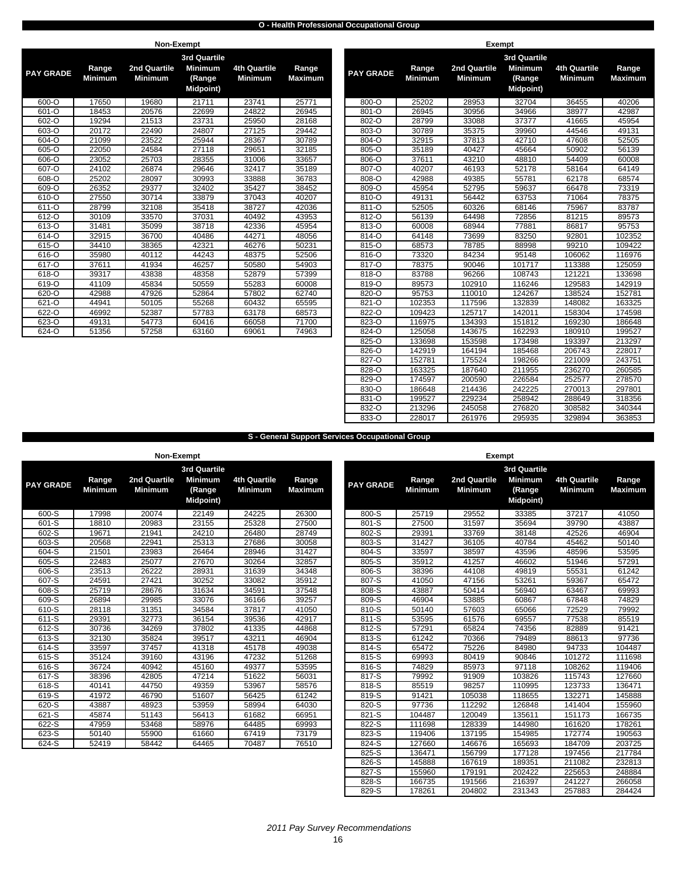## O - Health Professional Occupational Group

### Non-Exempt

| PAY GRADE | Range Minimum | 2nd Quartile Minimum | 3rd Quartile Minimum (Range Midpoint) | 4th Quartile Minimum | Range Maximum |
|---|---|---|---|---|---|
| 600-O | 17650 | 19680 | 21711 | 23741 | 25771 |
| 601-O | 18453 | 20576 | 22699 | 24822 | 26945 |
| 602-O | 19294 | 21513 | 23731 | 25950 | 28168 |
| 603-O | 20172 | 22490 | 24807 | 27125 | 29442 |
| 604-O | 21099 | 23522 | 25944 | 28367 | 30789 |
| 605-O | 22050 | 24584 | 27118 | 29651 | 32185 |
| 606-O | 23052 | 25703 | 28355 | 31006 | 33657 |
| 607-O | 24102 | 26874 | 29646 | 32417 | 35189 |
| 608-O | 25202 | 28097 | 30993 | 33888 | 36783 |
| 609-O | 26352 | 29377 | 32402 | 35427 | 38452 |
| 610-O | 27550 | 30714 | 33879 | 37043 | 40207 |
| 611-O | 28799 | 32108 | 35418 | 38727 | 42036 |
| 612-O | 30109 | 33570 | 37031 | 40492 | 43953 |
| 613-O | 31481 | 35099 | 38718 | 42336 | 45954 |
| 614-O | 32915 | 36700 | 40486 | 44271 | 48056 |
| 615-O | 34410 | 38365 | 42321 | 46276 | 50231 |
| 616-O | 35980 | 40112 | 44243 | 48375 | 52506 |
| 617-O | 37611 | 41934 | 46257 | 50580 | 54903 |
| 618-O | 39317 | 43838 | 48358 | 52879 | 57399 |
| 619-O | 41109 | 45834 | 50559 | 55283 | 60008 |
| 620-O | 42988 | 47926 | 52864 | 57802 | 62740 |
| 621-O | 44941 | 50105 | 55268 | 60432 | 65595 |
| 622-O | 46992 | 52387 | 57783 | 63178 | 68573 |
| 623-O | 49131 | 54773 | 60416 | 66058 | 71700 |
| 624-O | 51356 | 57258 | 63160 | 69061 | 74963 |

### Exempt

| PAY GRADE | Range Minimum | 2nd Quartile Minimum | 3rd Quartile Minimum (Range Midpoint) | 4th Quartile Minimum | Range Maximum |
|---|---|---|---|---|---|
| 800-O | 25202 | 28953 | 32704 | 36455 | 40206 |
| 801-O | 26945 | 30956 | 34966 | 38977 | 42987 |
| 802-O | 28799 | 33088 | 37377 | 41665 | 45954 |
| 803-O | 30789 | 35375 | 39960 | 44546 | 49131 |
| 804-O | 32915 | 37813 | 42710 | 47608 | 52505 |
| 805-O | 35189 | 40427 | 45664 | 50902 | 56139 |
| 806-O | 37611 | 43210 | 48810 | 54409 | 60008 |
| 807-O | 40207 | 46193 | 52178 | 58164 | 64149 |
| 808-O | 42988 | 49385 | 55781 | 62178 | 68574 |
| 809-O | 45954 | 52795 | 59637 | 66478 | 73319 |
| 810-O | 49131 | 56442 | 63753 | 71064 | 78375 |
| 811-O | 52505 | 60326 | 68146 | 75967 | 83787 |
| 812-O | 56139 | 64498 | 72856 | 81215 | 89573 |
| 813-O | 60008 | 68944 | 77881 | 86817 | 95753 |
| 814-O | 64148 | 73699 | 83250 | 92801 | 102352 |
| 815-O | 68573 | 78785 | 88998 | 99210 | 109422 |
| 816-O | 73320 | 84234 | 95148 | 106062 | 116976 |
| 817-O | 78375 | 90046 | 101717 | 113388 | 125059 |
| 818-O | 83788 | 96266 | 108743 | 121221 | 133698 |
| 819-O | 89573 | 102910 | 116246 | 129583 | 142919 |
| 820-O | 95753 | 110010 | 124267 | 138524 | 152781 |
| 821-O | 102353 | 117596 | 132839 | 148082 | 163325 |
| 822-O | 109423 | 125717 | 142011 | 158304 | 174598 |
| 823-O | 116975 | 134393 | 151812 | 169230 | 186648 |
| 824-O | 125058 | 143675 | 162293 | 180910 | 199527 |
| 825-O | 133698 | 153598 | 173498 | 193397 | 213297 |
| 826-O | 142919 | 164194 | 185468 | 206743 | 228017 |
| 827-O | 152781 | 175524 | 198266 | 221009 | 243751 |
| 828-O | 163325 | 187640 | 211955 | 236270 | 260585 |
| 829-O | 174597 | 200590 | 226584 | 252577 | 278570 |
| 830-O | 186648 | 214436 | 242225 | 270013 | 297801 |
| 831-O | 199527 | 229234 | 258942 | 288649 | 318356 |
| 832-O | 213296 | 245058 | 276820 | 308582 | 340344 |
| 833-O | 228017 | 261976 | 295935 | 329894 | 363853 |

## S - General Support Services Occupational Group

### Non-Exempt

| PAY GRADE | Range Minimum | 2nd Quartile Minimum | 3rd Quartile Minimum (Range Midpoint) | 4th Quartile Minimum | Range Maximum |
|---|---|---|---|---|---|
| 600-S | 17998 | 20074 | 22149 | 24225 | 26300 |
| 601-S | 18810 | 20983 | 23155 | 25328 | 27500 |
| 602-S | 19671 | 21941 | 24210 | 26480 | 28749 |
| 603-S | 20568 | 22941 | 25313 | 27686 | 30058 |
| 604-S | 21501 | 23983 | 26464 | 28946 | 31427 |
| 605-S | 22483 | 25077 | 27670 | 30264 | 32857 |
| 606-S | 23513 | 26222 | 28931 | 31639 | 34348 |
| 607-S | 24591 | 27421 | 30252 | 33082 | 35912 |
| 608-S | 25719 | 28676 | 31634 | 34591 | 37548 |
| 609-S | 26894 | 29985 | 33076 | 36166 | 39257 |
| 610-S | 28118 | 31351 | 34584 | 37817 | 41050 |
| 611-S | 29391 | 32773 | 36154 | 39536 | 42917 |
| 612-S | 30736 | 34269 | 37802 | 41335 | 44868 |
| 613-S | 32130 | 35824 | 39517 | 43211 | 46904 |
| 614-S | 33597 | 37457 | 41318 | 45178 | 49038 |
| 615-S | 35124 | 39160 | 43196 | 47232 | 51268 |
| 616-S | 36724 | 40942 | 45160 | 49377 | 53595 |
| 617-S | 38396 | 42805 | 47214 | 51622 | 56031 |
| 618-S | 40141 | 44750 | 49359 | 53967 | 58576 |
| 619-S | 41972 | 46790 | 51607 | 56425 | 61242 |
| 620-S | 43887 | 48923 | 53959 | 58994 | 64030 |
| 621-S | 45874 | 51143 | 56413 | 61682 | 66951 |
| 622-S | 47959 | 53468 | 58976 | 64485 | 69993 |
| 623-S | 50140 | 55900 | 61660 | 67419 | 73179 |
| 624-S | 52419 | 58442 | 64465 | 70487 | 76510 |

### Exempt

| PAY GRADE | Range Minimum | 2nd Quartile Minimum | 3rd Quartile Minimum (Range Midpoint) | 4th Quartile Minimum | Range Maximum |
|---|---|---|---|---|---|
| 800-S | 25719 | 29552 | 33385 | 37217 | 41050 |
| 801-S | 27500 | 31597 | 35694 | 39790 | 43887 |
| 802-S | 29391 | 33769 | 38148 | 42526 | 46904 |
| 803-S | 31427 | 36105 | 40784 | 45462 | 50140 |
| 804-S | 33597 | 38597 | 43596 | 48596 | 53595 |
| 805-S | 35912 | 41257 | 46602 | 51946 | 57291 |
| 806-S | 38396 | 44108 | 49819 | 55531 | 61242 |
| 807-S | 41050 | 47156 | 53261 | 59367 | 65472 |
| 808-S | 43887 | 50414 | 56940 | 63467 | 69993 |
| 809-S | 46904 | 53885 | 60867 | 67848 | 74829 |
| 810-S | 50140 | 57603 | 65066 | 72529 | 79992 |
| 811-S | 53595 | 61576 | 69557 | 77538 | 85519 |
| 812-S | 57291 | 65824 | 74356 | 82889 | 91421 |
| 813-S | 61242 | 70366 | 79489 | 88613 | 97736 |
| 814-S | 65472 | 75226 | 84980 | 94733 | 104487 |
| 815-S | 69993 | 80419 | 90846 | 101272 | 111698 |
| 816-S | 74829 | 85973 | 97118 | 108262 | 119406 |
| 817-S | 79992 | 91909 | 103826 | 115743 | 127660 |
| 818-S | 85519 | 98257 | 110995 | 123733 | 136471 |
| 819-S | 91421 | 105038 | 118655 | 132271 | 145888 |
| 820-S | 97736 | 112292 | 126848 | 141404 | 155960 |
| 821-S | 104487 | 120049 | 135611 | 151173 | 166735 |
| 822-S | 111698 | 128339 | 144980 | 161620 | 178261 |
| 823-S | 119406 | 137195 | 154985 | 172774 | 190563 |
| 824-S | 127660 | 146676 | 165693 | 184709 | 203725 |
| 825-S | 136471 | 156799 | 177128 | 197456 | 217784 |
| 826-S | 145888 | 167619 | 189351 | 211082 | 232813 |
| 827-S | 155960 | 179191 | 202422 | 225653 | 248884 |
| 828-S | 166735 | 191566 | 216397 | 241227 | 266058 |
| 829-S | 178261 | 204802 | 231343 | 257883 | 284424 |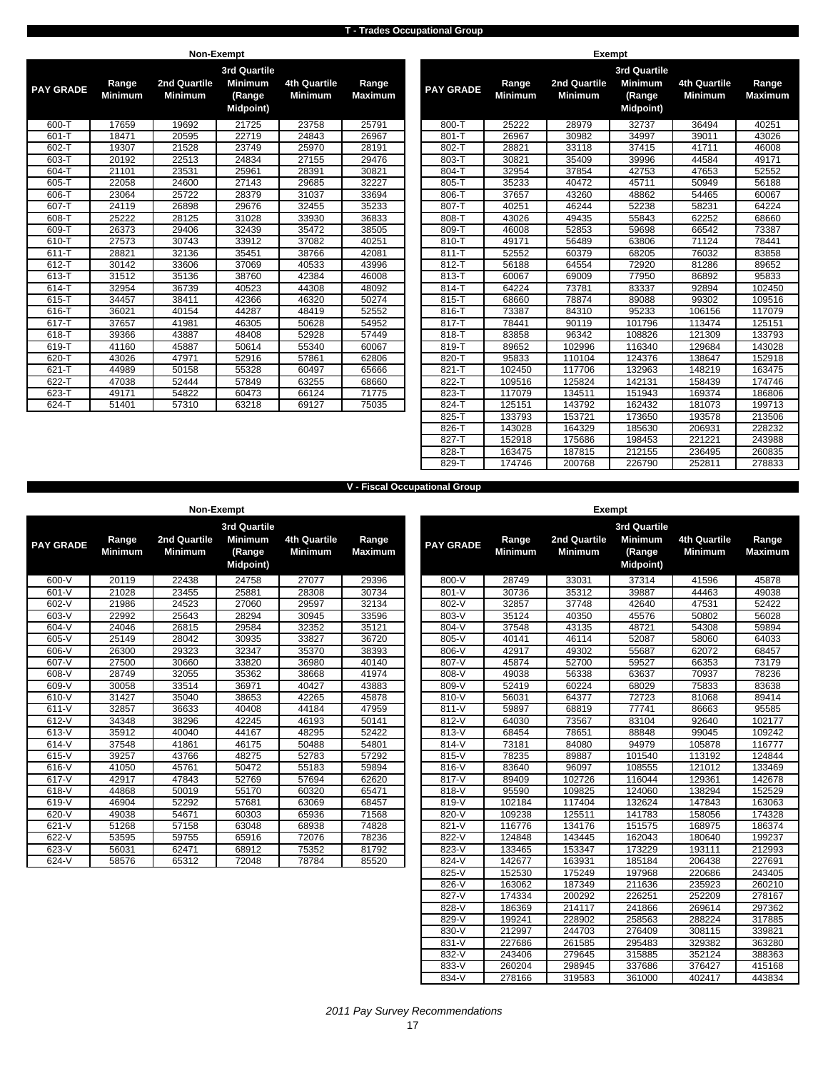## T - Trades Occupational Group

### Non-Exempt

| PAY GRADE | Range Minimum | 2nd Quartile Minimum | 3rd Quartile Minimum (Range Midpoint) | 4th Quartile Minimum | Range Maximum |
|---|---|---|---|---|---|
| 600-T | 17659 | 19692 | 21725 | 23758 | 25791 |
| 601-T | 18471 | 20595 | 22719 | 24843 | 26967 |
| 602-T | 19307 | 21528 | 23749 | 25970 | 28191 |
| 603-T | 20192 | 22513 | 24834 | 27155 | 29476 |
| 604-T | 21101 | 23531 | 25961 | 28391 | 30821 |
| 605-T | 22058 | 24600 | 27143 | 29685 | 32227 |
| 606-T | 23064 | 25722 | 28379 | 31037 | 33694 |
| 607-T | 24119 | 26898 | 29676 | 32455 | 35233 |
| 608-T | 25222 | 28125 | 31028 | 33930 | 36833 |
| 609-T | 26373 | 29406 | 32439 | 35472 | 38505 |
| 610-T | 27573 | 30743 | 33912 | 37082 | 40251 |
| 611-T | 28821 | 32136 | 35451 | 38766 | 42081 |
| 612-T | 30142 | 33606 | 37069 | 40533 | 43996 |
| 613-T | 31512 | 35136 | 38760 | 42384 | 46008 |
| 614-T | 32954 | 36739 | 40523 | 44308 | 48092 |
| 615-T | 34457 | 38411 | 42366 | 46320 | 50274 |
| 616-T | 36021 | 40154 | 44287 | 48419 | 52552 |
| 617-T | 37657 | 41981 | 46305 | 50628 | 54952 |
| 618-T | 39366 | 43887 | 48408 | 52928 | 57449 |
| 619-T | 41160 | 45887 | 50614 | 55340 | 60067 |
| 620-T | 43026 | 47971 | 52916 | 57861 | 62806 |
| 621-T | 44989 | 50158 | 55328 | 60497 | 65666 |
| 622-T | 47038 | 52444 | 57849 | 63255 | 68660 |
| 623-T | 49171 | 54822 | 60473 | 66124 | 71775 |
| 624-T | 51401 | 57310 | 63218 | 69127 | 75035 |

### Exempt

| PAY GRADE | Range Minimum | 2nd Quartile Minimum | 3rd Quartile Minimum (Range Midpoint) | 4th Quartile Minimum | Range Maximum |
|---|---|---|---|---|---|
| 800-T | 25222 | 28979 | 32737 | 36494 | 40251 |
| 801-T | 26967 | 30982 | 34997 | 39011 | 43026 |
| 802-T | 28821 | 33118 | 37415 | 41711 | 46008 |
| 803-T | 30821 | 35409 | 39996 | 44584 | 49171 |
| 804-T | 32954 | 37854 | 42753 | 47653 | 52552 |
| 805-T | 35233 | 40472 | 45711 | 50949 | 56188 |
| 806-T | 37657 | 43260 | 48862 | 54465 | 60067 |
| 807-T | 40251 | 46244 | 52238 | 58231 | 64224 |
| 808-T | 43026 | 49435 | 55843 | 62252 | 68660 |
| 809-T | 46008 | 52853 | 59698 | 66542 | 73387 |
| 810-T | 49171 | 56489 | 63806 | 71124 | 78441 |
| 811-T | 52552 | 60379 | 68205 | 76032 | 83858 |
| 812-T | 56188 | 64554 | 72920 | 81286 | 89652 |
| 813-T | 60067 | 69009 | 77950 | 86892 | 95833 |
| 814-T | 64224 | 73781 | 83337 | 92894 | 102450 |
| 815-T | 68660 | 78874 | 89088 | 99302 | 109516 |
| 816-T | 73387 | 84310 | 95233 | 106156 | 117079 |
| 817-T | 78441 | 90119 | 101796 | 113474 | 125151 |
| 818-T | 83858 | 96342 | 108826 | 121309 | 133793 |
| 819-T | 89652 | 102996 | 116340 | 129684 | 143028 |
| 820-T | 95833 | 110104 | 124376 | 138647 | 152918 |
| 821-T | 102450 | 117706 | 132963 | 148219 | 163475 |
| 822-T | 109516 | 125824 | 142131 | 158439 | 174746 |
| 823-T | 117079 | 134511 | 151943 | 169374 | 186806 |
| 824-T | 125151 | 143792 | 162432 | 181073 | 199713 |
| 825-T | 133793 | 153721 | 173650 | 193578 | 213506 |
| 826-T | 143028 | 164329 | 185630 | 206931 | 228232 |
| 827-T | 152918 | 175686 | 198453 | 221221 | 243988 |
| 828-T | 163475 | 187815 | 212155 | 236495 | 260835 |
| 829-T | 174746 | 200768 | 226790 | 252811 | 278833 |

## V - Fiscal Occupational Group

### Non-Exempt

| PAY GRADE | Range Minimum | 2nd Quartile Minimum | 3rd Quartile Minimum (Range Midpoint) | 4th Quartile Minimum | Range Maximum |
|---|---|---|---|---|---|
| 600-V | 20119 | 22438 | 24758 | 27077 | 29396 |
| 601-V | 21028 | 23455 | 25881 | 28308 | 30734 |
| 602-V | 21986 | 24523 | 27060 | 29597 | 32134 |
| 603-V | 22992 | 25643 | 28294 | 30945 | 33596 |
| 604-V | 24046 | 26815 | 29584 | 32352 | 35121 |
| 605-V | 25149 | 28042 | 30935 | 33827 | 36720 |
| 606-V | 26300 | 29323 | 32347 | 35370 | 38393 |
| 607-V | 27500 | 30660 | 33820 | 36980 | 40140 |
| 608-V | 28749 | 32055 | 35362 | 38668 | 41974 |
| 609-V | 30058 | 33514 | 36971 | 40427 | 43883 |
| 610-V | 31427 | 35040 | 38653 | 42265 | 45878 |
| 611-V | 32857 | 36633 | 40408 | 44184 | 47959 |
| 612-V | 34348 | 38296 | 42245 | 46193 | 50141 |
| 613-V | 35912 | 40040 | 44167 | 48295 | 52422 |
| 614-V | 37548 | 41861 | 46175 | 50488 | 54801 |
| 615-V | 39257 | 43766 | 48275 | 52783 | 57292 |
| 616-V | 41050 | 45761 | 50472 | 55183 | 59894 |
| 617-V | 42917 | 47843 | 52769 | 57694 | 62620 |
| 618-V | 44868 | 50019 | 55170 | 60320 | 65471 |
| 619-V | 46904 | 52292 | 57681 | 63069 | 68457 |
| 620-V | 49038 | 54671 | 60303 | 65936 | 71568 |
| 621-V | 51268 | 57158 | 63048 | 68938 | 74828 |
| 622-V | 53595 | 59755 | 65916 | 72076 | 78236 |
| 623-V | 56031 | 62471 | 68912 | 75352 | 81792 |
| 624-V | 58576 | 65312 | 72048 | 78784 | 85520 |

### Exempt

| PAY GRADE | Range Minimum | 2nd Quartile Minimum | 3rd Quartile Minimum (Range Midpoint) | 4th Quartile Minimum | Range Maximum |
|---|---|---|---|---|---|
| 800-V | 28749 | 33031 | 37314 | 41596 | 45878 |
| 801-V | 30736 | 35312 | 39887 | 44463 | 49038 |
| 802-V | 32857 | 37748 | 42640 | 47531 | 52422 |
| 803-V | 35124 | 40350 | 45576 | 50802 | 56028 |
| 804-V | 37548 | 43135 | 48721 | 54308 | 59894 |
| 805-V | 40141 | 46114 | 52087 | 58060 | 64033 |
| 806-V | 42917 | 49302 | 55687 | 62072 | 68457 |
| 807-V | 45874 | 52700 | 59527 | 66353 | 73179 |
| 808-V | 49038 | 56338 | 63637 | 70937 | 78236 |
| 809-V | 52419 | 60224 | 68029 | 75833 | 83638 |
| 810-V | 56031 | 64377 | 72723 | 81068 | 89414 |
| 811-V | 59897 | 68819 | 77741 | 86663 | 95585 |
| 812-V | 64030 | 73567 | 83104 | 92640 | 102177 |
| 813-V | 68454 | 78651 | 88848 | 99045 | 109242 |
| 814-V | 73181 | 84080 | 94979 | 105878 | 116777 |
| 815-V | 78235 | 89887 | 101540 | 113192 | 124844 |
| 816-V | 83640 | 96097 | 108555 | 121012 | 133469 |
| 817-V | 89409 | 102726 | 116044 | 129361 | 142678 |
| 818-V | 95590 | 109825 | 124060 | 138294 | 152529 |
| 819-V | 102184 | 117404 | 132624 | 147843 | 163063 |
| 820-V | 109238 | 125511 | 141783 | 158056 | 174328 |
| 821-V | 116776 | 134176 | 151575 | 168975 | 186374 |
| 822-V | 124848 | 143445 | 162043 | 180640 | 199237 |
| 823-V | 133465 | 153347 | 173229 | 193111 | 212993 |
| 824-V | 142677 | 163931 | 185184 | 206438 | 227691 |
| 825-V | 152530 | 175249 | 197968 | 220686 | 243405 |
| 826-V | 163062 | 187349 | 211636 | 235923 | 260210 |
| 827-V | 174334 | 200292 | 226251 | 252209 | 278167 |
| 828-V | 186369 | 214117 | 241866 | 269614 | 297362 |
| 829-V | 199241 | 228902 | 258563 | 288224 | 317885 |
| 830-V | 212997 | 244703 | 276409 | 308115 | 339821 |
| 831-V | 227686 | 261585 | 295483 | 329382 | 363280 |
| 832-V | 243406 | 279645 | 315885 | 352124 | 388363 |
| 833-V | 260204 | 298945 | 337686 | 376427 | 415168 |
| 834-V | 278166 | 319583 | 361000 | 402417 | 443834 |